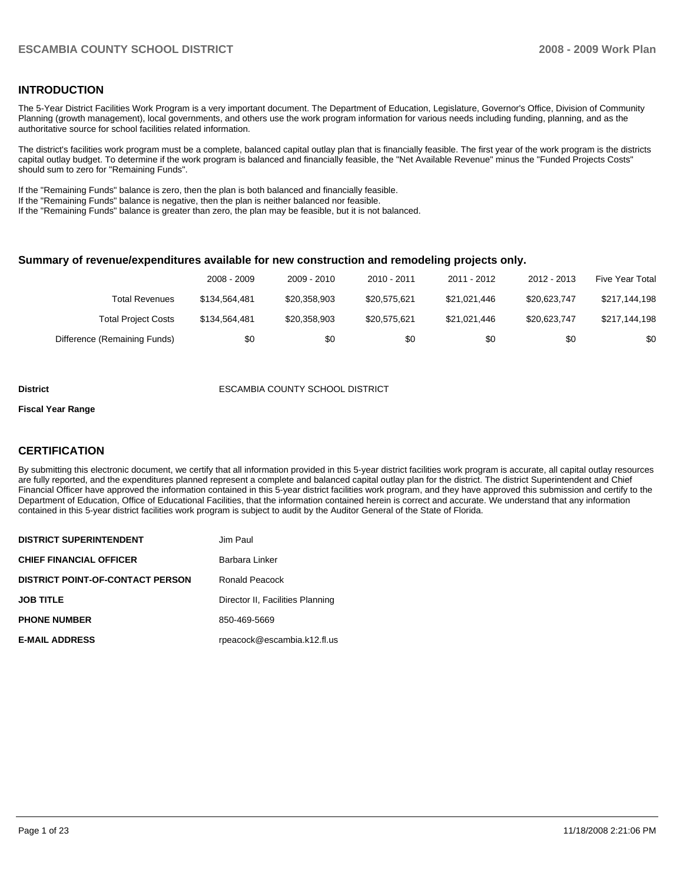## INTRODUCTION

The 5-Year District Facilities Work Program is a very important document. The Department of Education, Legislature, Governor's Office, Division of Community Planning (growth management), local governments, and others use the work program information for various needs including funding, planning, and as the authoritative source for school facilities related information.

The district's facilities work program must be a complete, balanced capital outlay plan that is financially feasible. The first year of the work program is the districts capital outlay budget. To determine if the work program is balanced and financially feasible, the "Net Available Revenue" minus the "Funded Projects Costs" should sum to zero for "Remaining Funds".

If the "Remaining Funds" balance is zero, then the plan is both balanced and financially feasible.
If the "Remaining Funds" balance is negative, then the plan is neither balanced nor feasible.
If the "Remaining Funds" balance is greater than zero, the plan may be feasible, but it is not balanced.

### Summary of revenue/expenditures available for new construction and remodeling projects only.

| | 2008 - 2009 | 2009 - 2010 | 2010 - 2011 | 2011 - 2012 | 2012 - 2013 | Five Year Total |
|---|---|---|---|---|---|---|
| Total Revenues | $134,564,481 | $20,358,903 | $20,575,621 | $21,021,446 | $20,623,747 | $217,144,198 |
| Total Project Costs | $134,564,481 | $20,358,903 | $20,575,621 | $21,021,446 | $20,623,747 | $217,144,198 |
| Difference (Remaining Funds) | $0 | $0 | $0 | $0 | $0 | $0 |

**District** ESCAMBIA COUNTY SCHOOL DISTRICT

**Fiscal Year Range**

## CERTIFICATION

By submitting this electronic document, we certify that all information provided in this 5-year district facilities work program is accurate, all capital outlay resources are fully reported, and the expenditures planned represent a complete and balanced capital outlay plan for the district. The district Superintendent and Chief Financial Officer have approved the information contained in this 5-year district facilities work program, and they have approved this submission and certify to the Department of Education, Office of Educational Facilities, that the information contained herein is correct and accurate. We understand that any information contained in this 5-year district facilities work program is subject to audit by the Auditor General of the State of Florida.

| | |
|---|---|
| **DISTRICT SUPERINTENDENT** | Jim Paul |
| **CHIEF FINANCIAL OFFICER** | Barbara Linker |
| **DISTRICT POINT-OF-CONTACT PERSON** | Ronald Peacock |
| **JOB TITLE** | Director II, Facilities Planning |
| **PHONE NUMBER** | 850-469-5669 |
| **E-MAIL ADDRESS** | rpeacock@escambia.k12.fl.us |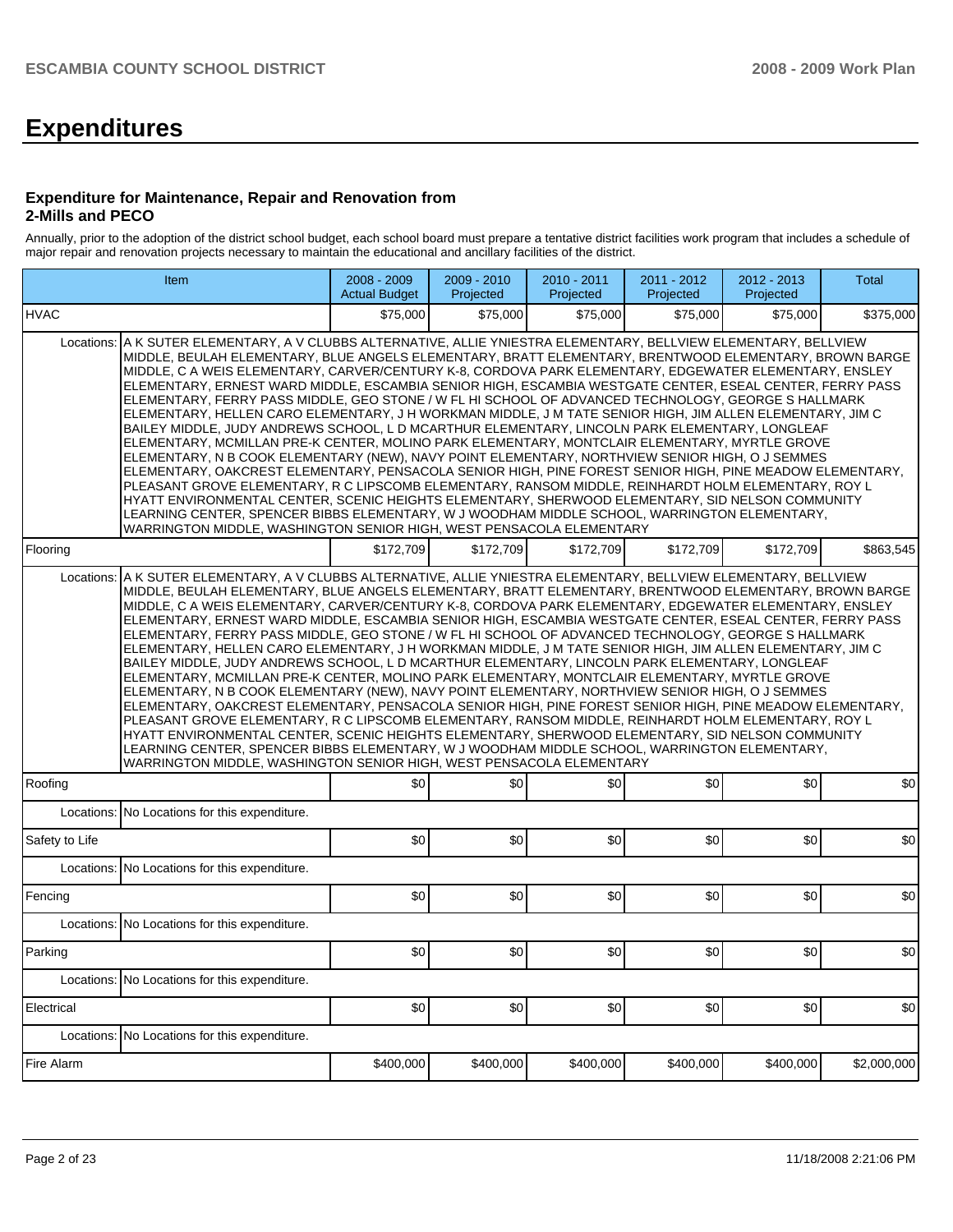# Expenditures

### Expenditure for Maintenance, Repair and Renovation from 2-Mills and PECO

Annually, prior to the adoption of the district school budget, each school board must prepare a tentative district facilities work program that includes a schedule of major repair and renovation projects necessary to maintain the educational and ancillary facilities of the district.

| Item | | 2008 - 2009 Actual Budget | 2009 - 2010 Projected | 2010 - 2011 Projected | 2011 - 2012 Projected | 2012 - 2013 Projected | Total |
|---|---|---|---|---|---|---|---|
| HVAC | | $75,000 | $75,000 | $75,000 | $75,000 | $75,000 | $375,000 |
| Locations: | A K SUTER ELEMENTARY, A V CLUBBS ALTERNATIVE, ALLIE YNIESTRA ELEMENTARY, BELLVIEW ELEMENTARY, BELLVIEW MIDDLE, BEULAH ELEMENTARY, BLUE ANGELS ELEMENTARY, BRATT ELEMENTARY, BRENTWOOD ELEMENTARY, BROWN BARGE MIDDLE, C A WEIS ELEMENTARY, CARVER/CENTURY K-8, CORDOVA PARK ELEMENTARY, EDGEWATER ELEMENTARY, ENSLEY ELEMENTARY, ERNEST WARD MIDDLE, ESCAMBIA SENIOR HIGH, ESCAMBIA WESTGATE CENTER, ESEAL CENTER, FERRY PASS ELEMENTARY, FERRY PASS MIDDLE, GEO STONE / W FL HI SCHOOL OF ADVANCED TECHNOLOGY, GEORGE S HALLMARK ELEMENTARY, HELLEN CARO ELEMENTARY, J H WORKMAN MIDDLE, J M TATE SENIOR HIGH, JIM ALLEN ELEMENTARY, JIM C BAILEY MIDDLE, JUDY ANDREWS SCHOOL, L D MCARTHUR ELEMENTARY, LINCOLN PARK ELEMENTARY, LONGLEAF ELEMENTARY, MCMILLAN PRE-K CENTER, MOLINO PARK ELEMENTARY, MONTCLAIR ELEMENTARY, MYRTLE GROVE ELEMENTARY, N B COOK ELEMENTARY (NEW), NAVY POINT ELEMENTARY, NORTHVIEW SENIOR HIGH, O J SEMMES ELEMENTARY, OAKCREST ELEMENTARY, PENSACOLA SENIOR HIGH, PINE FOREST SENIOR HIGH, PINE MEADOW ELEMENTARY, PLEASANT GROVE ELEMENTARY, R C LIPSCOMB ELEMENTARY, RANSOM MIDDLE, REINHARDT HOLM ELEMENTARY, ROY L HYATT ENVIRONMENTAL CENTER, SCENIC HEIGHTS ELEMENTARY, SHERWOOD ELEMENTARY, SID NELSON COMMUNITY LEARNING CENTER, SPENCER BIBBS ELEMENTARY, W J WOODHAM MIDDLE SCHOOL, WARRINGTON ELEMENTARY, WARRINGTON MIDDLE, WASHINGTON SENIOR HIGH, WEST PENSACOLA ELEMENTARY | | | | | | |
| Flooring | | $172,709 | $172,709 | $172,709 | $172,709 | $172,709 | $863,545 |
| Locations: | A K SUTER ELEMENTARY, A V CLUBBS ALTERNATIVE, ALLIE YNIESTRA ELEMENTARY, BELLVIEW ELEMENTARY, BELLVIEW MIDDLE, BEULAH ELEMENTARY, BLUE ANGELS ELEMENTARY, BRATT ELEMENTARY, BRENTWOOD ELEMENTARY, BROWN BARGE MIDDLE, C A WEIS ELEMENTARY, CARVER/CENTURY K-8, CORDOVA PARK ELEMENTARY, EDGEWATER ELEMENTARY, ENSLEY ELEMENTARY, ERNEST WARD MIDDLE, ESCAMBIA SENIOR HIGH, ESCAMBIA WESTGATE CENTER, ESEAL CENTER, FERRY PASS ELEMENTARY, FERRY PASS MIDDLE, GEO STONE / W FL HI SCHOOL OF ADVANCED TECHNOLOGY, GEORGE S HALLMARK ELEMENTARY, HELLEN CARO ELEMENTARY, J H WORKMAN MIDDLE, J M TATE SENIOR HIGH, JIM ALLEN ELEMENTARY, JIM C BAILEY MIDDLE, JUDY ANDREWS SCHOOL, L D MCARTHUR ELEMENTARY, LINCOLN PARK ELEMENTARY, LONGLEAF ELEMENTARY, MCMILLAN PRE-K CENTER, MOLINO PARK ELEMENTARY, MONTCLAIR ELEMENTARY, MYRTLE GROVE ELEMENTARY, N B COOK ELEMENTARY (NEW), NAVY POINT ELEMENTARY, NORTHVIEW SENIOR HIGH, O J SEMMES ELEMENTARY, OAKCREST ELEMENTARY, PENSACOLA SENIOR HIGH, PINE FOREST SENIOR HIGH, PINE MEADOW ELEMENTARY, PLEASANT GROVE ELEMENTARY, R C LIPSCOMB ELEMENTARY, RANSOM MIDDLE, REINHARDT HOLM ELEMENTARY, ROY L HYATT ENVIRONMENTAL CENTER, SCENIC HEIGHTS ELEMENTARY, SHERWOOD ELEMENTARY, SID NELSON COMMUNITY LEARNING CENTER, SPENCER BIBBS ELEMENTARY, W J WOODHAM MIDDLE SCHOOL, WARRINGTON ELEMENTARY, WARRINGTON MIDDLE, WASHINGTON SENIOR HIGH, WEST PENSACOLA ELEMENTARY | | | | | | |
| Roofing | | $0 | $0 | $0 | $0 | $0 | $0 |
| Locations: | No Locations for this expenditure. | | | | | | |
| Safety to Life | | $0 | $0 | $0 | $0 | $0 | $0 |
| Locations: | No Locations for this expenditure. | | | | | | |
| Fencing | | $0 | $0 | $0 | $0 | $0 | $0 |
| Locations: | No Locations for this expenditure. | | | | | | |
| Parking | | $0 | $0 | $0 | $0 | $0 | $0 |
| Locations: | No Locations for this expenditure. | | | | | | |
| Electrical | | $0 | $0 | $0 | $0 | $0 | $0 |
| Locations: | No Locations for this expenditure. | | | | | | |
| Fire Alarm | | $400,000 | $400,000 | $400,000 | $400,000 | $400,000 | $2,000,000 |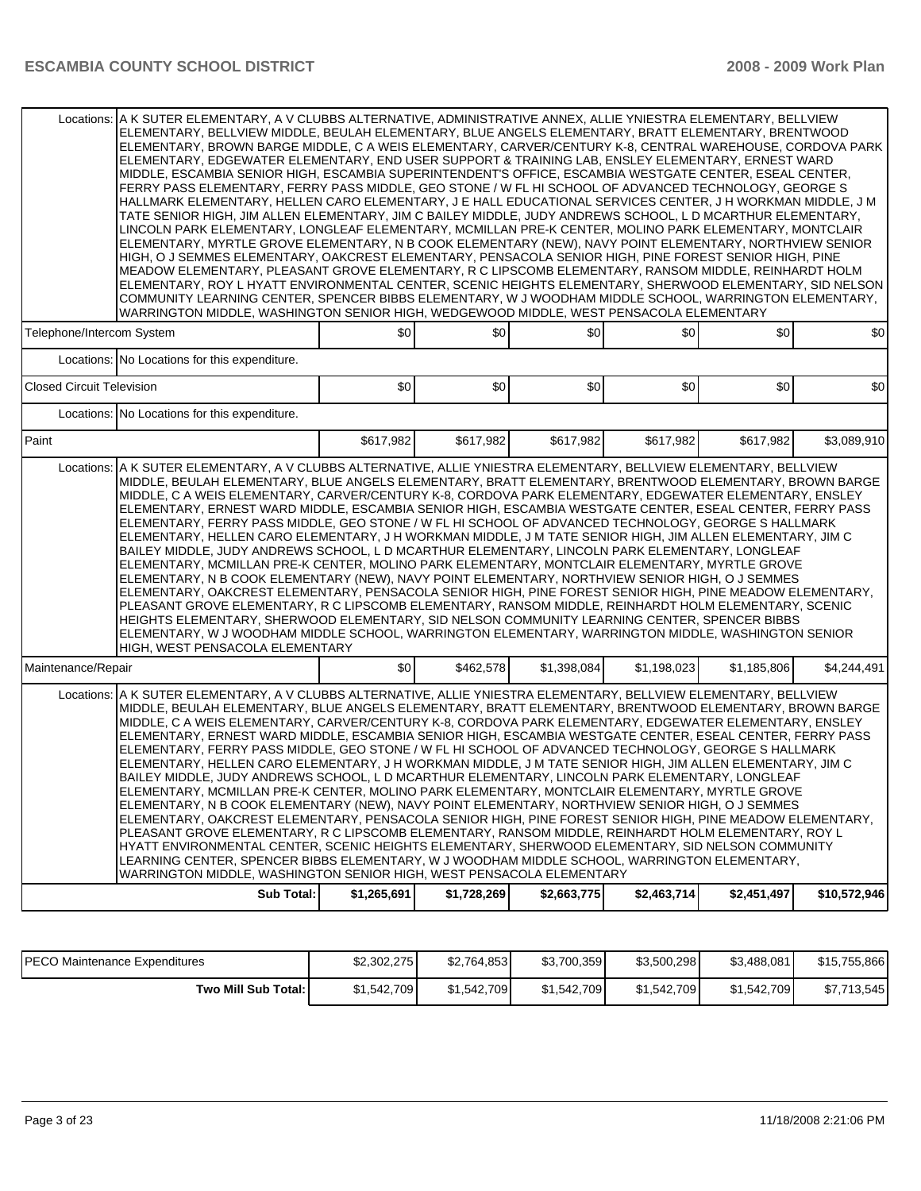| | | | | | | |
|---|---|---|---|---|---|---|
| Locations: | A K SUTER ELEMENTARY, A V CLUBBS ALTERNATIVE, ADMINISTRATIVE ANNEX, ALLIE YNIESTRA ELEMENTARY, BELLVIEW ELEMENTARY, BELLVIEW MIDDLE, BEULAH ELEMENTARY, BLUE ANGELS ELEMENTARY, BRATT ELEMENTARY, BRENTWOOD ELEMENTARY, BROWN BARGE MIDDLE, C A WEIS ELEMENTARY, CARVER/CENTURY K-8, CENTRAL WAREHOUSE, CORDOVA PARK ELEMENTARY, EDGEWATER ELEMENTARY, END USER SUPPORT & TRAINING LAB, ENSLEY ELEMENTARY, ERNEST WARD MIDDLE, ESCAMBIA SENIOR HIGH, ESCAMBIA SUPERINTENDENT'S OFFICE, ESCAMBIA WESTGATE CENTER, ESEAL CENTER, FERRY PASS ELEMENTARY, FERRY PASS MIDDLE, GEO STONE / W FL HI SCHOOL OF ADVANCED TECHNOLOGY, GEORGE S HALLMARK ELEMENTARY, HELLEN CARO ELEMENTARY, J E HALL EDUCATIONAL SERVICES CENTER, J H WORKMAN MIDDLE, J M TATE SENIOR HIGH, JIM ALLEN ELEMENTARY, JIM C BAILEY MIDDLE, JUDY ANDREWS SCHOOL, L D MCARTHUR ELEMENTARY, LINCOLN PARK ELEMENTARY, LONGLEAF ELEMENTARY, MCMILLAN PRE-K CENTER, MOLINO PARK ELEMENTARY, MONTCLAIR ELEMENTARY, MYRTLE GROVE ELEMENTARY, N B COOK ELEMENTARY (NEW), NAVY POINT ELEMENTARY, NORTHVIEW SENIOR HIGH, O J SEMMES ELEMENTARY, OAKCREST ELEMENTARY, PENSACOLA SENIOR HIGH, PINE FOREST SENIOR HIGH, PINE MEADOW ELEMENTARY, PLEASANT GROVE ELEMENTARY, R C LIPSCOMB ELEMENTARY, RANSOM MIDDLE, REINHARDT HOLM ELEMENTARY, ROY L HYATT ENVIRONMENTAL CENTER, SCENIC HEIGHTS ELEMENTARY, SHERWOOD ELEMENTARY, SID NELSON COMMUNITY LEARNING CENTER, SPENCER BIBBS ELEMENTARY, W J WOODHAM MIDDLE SCHOOL, WARRINGTON ELEMENTARY, WARRINGTON MIDDLE, WASHINGTON SENIOR HIGH, WEDGEWOOD MIDDLE, WEST PENSACOLA ELEMENTARY | | | | | |
| Telephone/Intercom System | | $0 | $0 | $0 | $0 | $0 | $0 |
| Locations: | No Locations for this expenditure. | | | | | |
| Closed Circuit Television | | $0 | $0 | $0 | $0 | $0 | $0 |
| Locations: | No Locations for this expenditure. | | | | | |
| Paint | | $617,982 | $617,982 | $617,982 | $617,982 | $617,982 | $3,089,910 |
| Locations: | A K SUTER ELEMENTARY, A V CLUBBS ALTERNATIVE, ALLIE YNIESTRA ELEMENTARY, BELLVIEW ELEMENTARY, BELLVIEW MIDDLE, BEULAH ELEMENTARY, BLUE ANGELS ELEMENTARY, BRATT ELEMENTARY, BRENTWOOD ELEMENTARY, BROWN BARGE MIDDLE, C A WEIS ELEMENTARY, CARVER/CENTURY K-8, CORDOVA PARK ELEMENTARY, EDGEWATER ELEMENTARY, ENSLEY ELEMENTARY, ERNEST WARD MIDDLE, ESCAMBIA SENIOR HIGH, ESCAMBIA WESTGATE CENTER, ESEAL CENTER, FERRY PASS ELEMENTARY, FERRY PASS MIDDLE, GEO STONE / W FL HI SCHOOL OF ADVANCED TECHNOLOGY, GEORGE S HALLMARK ELEMENTARY, HELLEN CARO ELEMENTARY, J H WORKMAN MIDDLE, J M TATE SENIOR HIGH, JIM ALLEN ELEMENTARY, JIM C BAILEY MIDDLE, JUDY ANDREWS SCHOOL, L D MCARTHUR ELEMENTARY, LINCOLN PARK ELEMENTARY, LONGLEAF ELEMENTARY, MCMILLAN PRE-K CENTER, MOLINO PARK ELEMENTARY, MONTCLAIR ELEMENTARY, MYRTLE GROVE ELEMENTARY, N B COOK ELEMENTARY (NEW), NAVY POINT ELEMENTARY, NORTHVIEW SENIOR HIGH, O J SEMMES ELEMENTARY, OAKCREST ELEMENTARY, PENSACOLA SENIOR HIGH, PINE FOREST SENIOR HIGH, PINE MEADOW ELEMENTARY, PLEASANT GROVE ELEMENTARY, R C LIPSCOMB ELEMENTARY, RANSOM MIDDLE, REINHARDT HOLM ELEMENTARY, SCENIC HEIGHTS ELEMENTARY, SHERWOOD ELEMENTARY, SID NELSON COMMUNITY LEARNING CENTER, SPENCER BIBBS ELEMENTARY, W J WOODHAM MIDDLE SCHOOL, WARRINGTON ELEMENTARY, WARRINGTON MIDDLE, WASHINGTON SENIOR HIGH, WEST PENSACOLA ELEMENTARY | | | | | |
| Maintenance/Repair | | $0 | $462,578 | $1,398,084 | $1,198,023 | $1,185,806 | $4,244,491 |
| Locations: | A K SUTER ELEMENTARY, A V CLUBBS ALTERNATIVE, ALLIE YNIESTRA ELEMENTARY, BELLVIEW ELEMENTARY, BELLVIEW MIDDLE, BEULAH ELEMENTARY, BLUE ANGELS ELEMENTARY, BRATT ELEMENTARY, BRENTWOOD ELEMENTARY, BROWN BARGE MIDDLE, C A WEIS ELEMENTARY, CARVER/CENTURY K-8, CORDOVA PARK ELEMENTARY, EDGEWATER ELEMENTARY, ENSLEY ELEMENTARY, ERNEST WARD MIDDLE, ESCAMBIA SENIOR HIGH, ESCAMBIA WESTGATE CENTER, ESEAL CENTER, FERRY PASS ELEMENTARY, FERRY PASS MIDDLE, GEO STONE / W FL HI SCHOOL OF ADVANCED TECHNOLOGY, GEORGE S HALLMARK ELEMENTARY, HELLEN CARO ELEMENTARY, J H WORKMAN MIDDLE, J M TATE SENIOR HIGH, JIM ALLEN ELEMENTARY, JIM C BAILEY MIDDLE, JUDY ANDREWS SCHOOL, L D MCARTHUR ELEMENTARY, LINCOLN PARK ELEMENTARY, LONGLEAF ELEMENTARY, MCMILLAN PRE-K CENTER, MOLINO PARK ELEMENTARY, MONTCLAIR ELEMENTARY, MYRTLE GROVE ELEMENTARY, N B COOK ELEMENTARY (NEW), NAVY POINT ELEMENTARY, NORTHVIEW SENIOR HIGH, O J SEMMES ELEMENTARY, OAKCREST ELEMENTARY, PENSACOLA SENIOR HIGH, PINE FOREST SENIOR HIGH, PINE MEADOW ELEMENTARY, PLEASANT GROVE ELEMENTARY, R C LIPSCOMB ELEMENTARY, RANSOM MIDDLE, REINHARDT HOLM ELEMENTARY, ROY L HYATT ENVIRONMENTAL CENTER, SCENIC HEIGHTS ELEMENTARY, SHERWOOD ELEMENTARY, SID NELSON COMMUNITY LEARNING CENTER, SPENCER BIBBS ELEMENTARY, W J WOODHAM MIDDLE SCHOOL, WARRINGTON ELEMENTARY, WARRINGTON MIDDLE, WASHINGTON SENIOR HIGH, WEST PENSACOLA ELEMENTARY | | | | | |
| | Sub Total: | $1,265,691 | $1,728,269 | $2,663,775 | $2,463,714 | $2,451,497 | $10,572,946 |

| | | | | | | |
|---|---|---|---|---|---|---|
| PECO Maintenance Expenditures | $2,302,275 | $2,764,853 | $3,700,359 | $3,500,298 | $3,488,081 | $15,755,866 |
| Two Mill Sub Total: | $1,542,709 | $1,542,709 | $1,542,709 | $1,542,709 | $1,542,709 | $7,713,545 |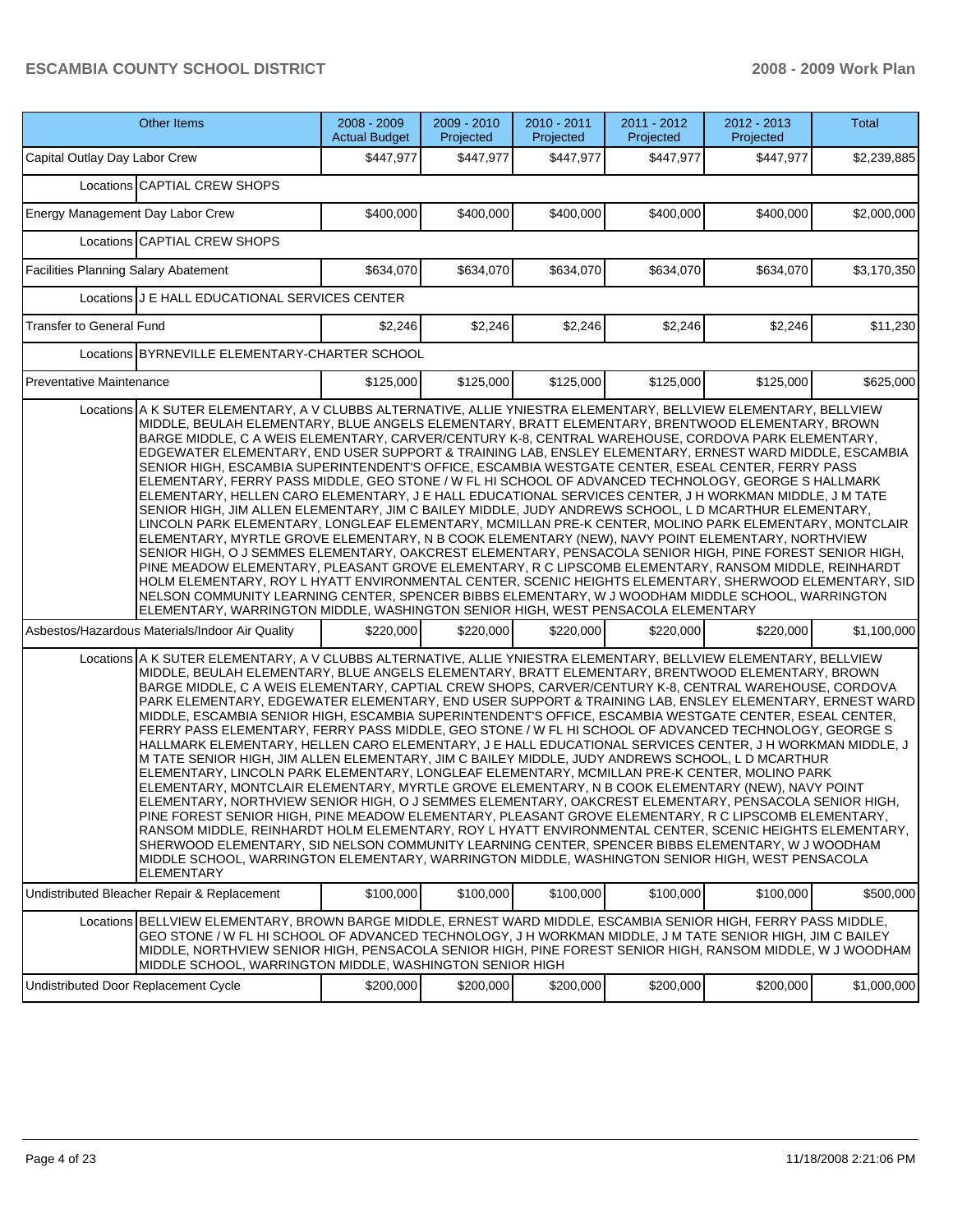| Other Items | 2008 - 2009 Actual Budget | 2009 - 2010 Projected | 2010 - 2011 Projected | 2011 - 2012 Projected | 2012 - 2013 Projected | Total |
|---|---|---|---|---|---|---|
| Capital Outlay Day Labor Crew | $447,977 | $447,977 | $447,977 | $447,977 | $447,977 | $2,239,885 |
| Locations CAPTIAL CREW SHOPS | | | | | | |
| Energy Management Day Labor Crew | $400,000 | $400,000 | $400,000 | $400,000 | $400,000 | $2,000,000 |
| Locations CAPTIAL CREW SHOPS | | | | | | |
| Facilities Planning Salary Abatement | $634,070 | $634,070 | $634,070 | $634,070 | $634,070 | $3,170,350 |
| Locations J E HALL EDUCATIONAL SERVICES CENTER | | | | | | |
| Transfer to General Fund | $2,246 | $2,246 | $2,246 | $2,246 | $2,246 | $11,230 |
| Locations BYRNEVILLE ELEMENTARY-CHARTER SCHOOL | | | | | | |
| Preventative Maintenance | $125,000 | $125,000 | $125,000 | $125,000 | $125,000 | $625,000 |
| Locations A K SUTER ELEMENTARY, A V CLUBBS ALTERNATIVE, ALLIE YNIESTRA ELEMENTARY, BELLVIEW ELEMENTARY, BELLVIEW MIDDLE, BEULAH ELEMENTARY, BLUE ANGELS ELEMENTARY, BRATT ELEMENTARY, BRENTWOOD ELEMENTARY, BROWN BARGE MIDDLE, C A WEIS ELEMENTARY, CARVER/CENTURY K-8, CENTRAL WAREHOUSE, CORDOVA PARK ELEMENTARY, EDGEWATER ELEMENTARY, END USER SUPPORT & TRAINING LAB, ENSLEY ELEMENTARY, ERNEST WARD MIDDLE, ESCAMBIA SENIOR HIGH, ESCAMBIA SUPERINTENDENT'S OFFICE, ESCAMBIA WESTGATE CENTER, ESEAL CENTER, FERRY PASS ELEMENTARY, FERRY PASS MIDDLE, GEO STONE / W FL HI SCHOOL OF ADVANCED TECHNOLOGY, GEORGE S HALLMARK ELEMENTARY, HELLEN CARO ELEMENTARY, J E HALL EDUCATIONAL SERVICES CENTER, J H WORKMAN MIDDLE, J M TATE SENIOR HIGH, JIM ALLEN ELEMENTARY, JIM C BAILEY MIDDLE, JUDY ANDREWS SCHOOL, L D MCARTHUR ELEMENTARY, LINCOLN PARK ELEMENTARY, LONGLEAF ELEMENTARY, MCMILLAN PRE-K CENTER, MOLINO PARK ELEMENTARY, MONTCLAIR ELEMENTARY, MYRTLE GROVE ELEMENTARY, N B COOK ELEMENTARY (NEW), NAVY POINT ELEMENTARY, NORTHVIEW SENIOR HIGH, O J SEMMES ELEMENTARY, OAKCREST ELEMENTARY, PENSACOLA SENIOR HIGH, PINE FOREST SENIOR HIGH, PINE MEADOW ELEMENTARY, PLEASANT GROVE ELEMENTARY, R C LIPSCOMB ELEMENTARY, RANSOM MIDDLE, REINHARDT HOLM ELEMENTARY, ROY L HYATT ENVIRONMENTAL CENTER, SCENIC HEIGHTS ELEMENTARY, SHERWOOD ELEMENTARY, SID NELSON COMMUNITY LEARNING CENTER, SPENCER BIBBS ELEMENTARY, W J WOODHAM MIDDLE SCHOOL, WARRINGTON ELEMENTARY, WARRINGTON MIDDLE, WASHINGTON SENIOR HIGH, WEST PENSACOLA ELEMENTARY | | | | | | |
| Asbestos/Hazardous Materials/Indoor Air Quality | $220,000 | $220,000 | $220,000 | $220,000 | $220,000 | $1,100,000 |
| Locations A K SUTER ELEMENTARY, A V CLUBBS ALTERNATIVE, ALLIE YNIESTRA ELEMENTARY, BELLVIEW ELEMENTARY, BELLVIEW MIDDLE, BEULAH ELEMENTARY, BLUE ANGELS ELEMENTARY, BRATT ELEMENTARY, BRENTWOOD ELEMENTARY, BROWN BARGE MIDDLE, C A WEIS ELEMENTARY, CAPTIAL CREW SHOPS, CARVER/CENTURY K-8, CENTRAL WAREHOUSE, CORDOVA PARK ELEMENTARY, EDGEWATER ELEMENTARY, END USER SUPPORT & TRAINING LAB, ENSLEY ELEMENTARY, ERNEST WARD MIDDLE, ESCAMBIA SENIOR HIGH, ESCAMBIA SUPERINTENDENT'S OFFICE, ESCAMBIA WESTGATE CENTER, ESEAL CENTER, FERRY PASS ELEMENTARY, FERRY PASS MIDDLE, GEO STONE / W FL HI SCHOOL OF ADVANCED TECHNOLOGY, GEORGE S HALLMARK ELEMENTARY, HELLEN CARO ELEMENTARY, J E HALL EDUCATIONAL SERVICES CENTER, J H WORKMAN MIDDLE, J M TATE SENIOR HIGH, JIM ALLEN ELEMENTARY, JIM C BAILEY MIDDLE, JUDY ANDREWS SCHOOL, L D MCARTHUR ELEMENTARY, LINCOLN PARK ELEMENTARY, LONGLEAF ELEMENTARY, MCMILLAN PRE-K CENTER, MOLINO PARK ELEMENTARY, MONTCLAIR ELEMENTARY, MYRTLE GROVE ELEMENTARY, N B COOK ELEMENTARY (NEW), NAVY POINT ELEMENTARY, NORTHVIEW SENIOR HIGH, O J SEMMES ELEMENTARY, OAKCREST ELEMENTARY, PENSACOLA SENIOR HIGH, PINE FOREST SENIOR HIGH, PINE MEADOW ELEMENTARY, PLEASANT GROVE ELEMENTARY, R C LIPSCOMB ELEMENTARY, RANSOM MIDDLE, REINHARDT HOLM ELEMENTARY, ROY L HYATT ENVIRONMENTAL CENTER, SCENIC HEIGHTS ELEMENTARY, SHERWOOD ELEMENTARY, SID NELSON COMMUNITY LEARNING CENTER, SPENCER BIBBS ELEMENTARY, W J WOODHAM MIDDLE SCHOOL, WARRINGTON ELEMENTARY, WARRINGTON MIDDLE, WASHINGTON SENIOR HIGH, WEST PENSACOLA ELEMENTARY | | | | | | |
| Undistributed Bleacher Repair & Replacement | $100,000 | $100,000 | $100,000 | $100,000 | $100,000 | $500,000 |
| Locations BELLVIEW ELEMENTARY, BROWN BARGE MIDDLE, ERNEST WARD MIDDLE, ESCAMBIA SENIOR HIGH, FERRY PASS MIDDLE, GEO STONE / W FL HI SCHOOL OF ADVANCED TECHNOLOGY, J H WORKMAN MIDDLE, J M TATE SENIOR HIGH, JIM C BAILEY MIDDLE, NORTHVIEW SENIOR HIGH, PENSACOLA SENIOR HIGH, PINE FOREST SENIOR HIGH, RANSOM MIDDLE, W J WOODHAM MIDDLE SCHOOL, WARRINGTON MIDDLE, WASHINGTON SENIOR HIGH | | | | | | |
| Undistributed Door Replacement Cycle | $200,000 | $200,000 | $200,000 | $200,000 | $200,000 | $1,000,000 |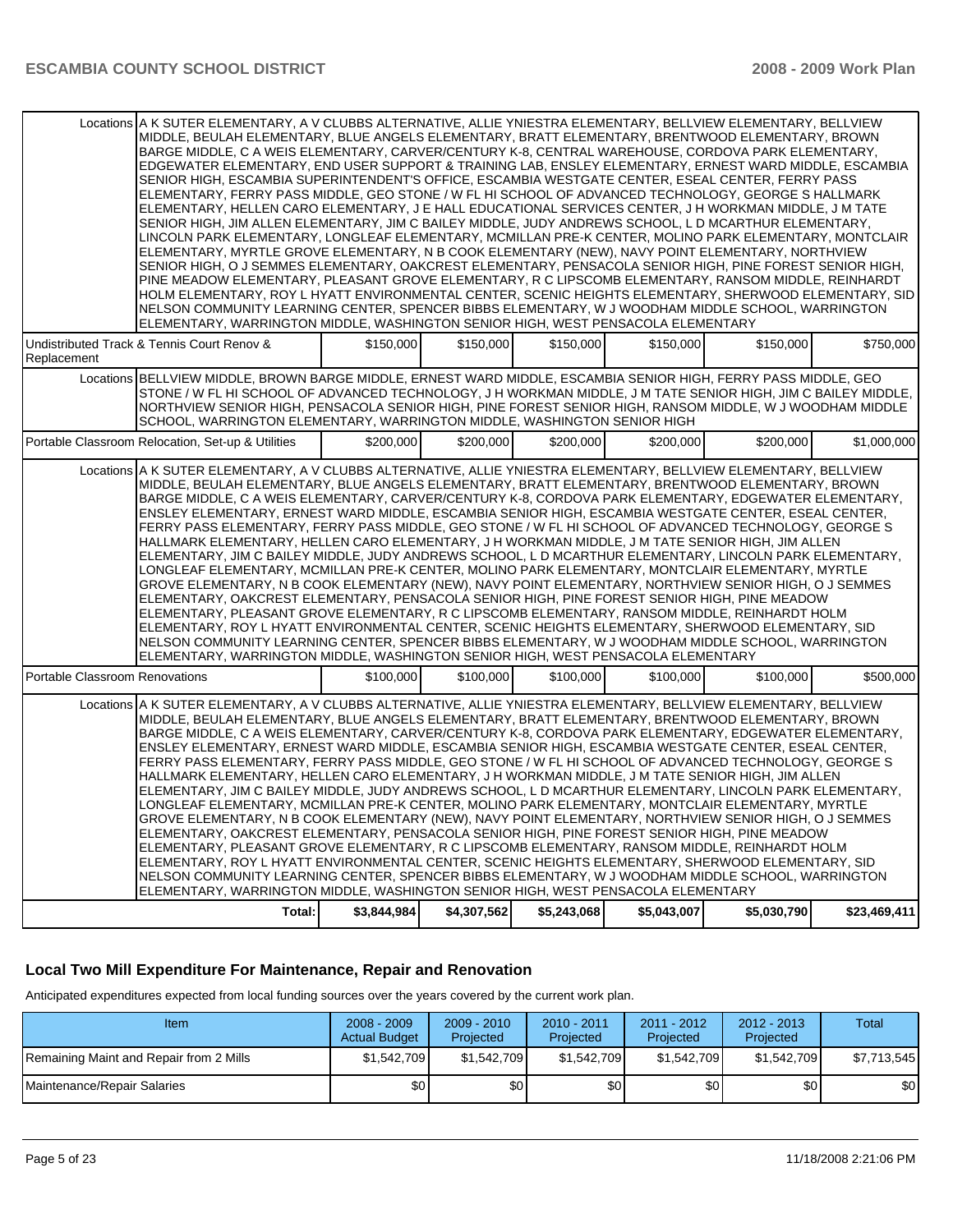| | | | | | | | |
|---|---|---|---|---|---|---|---|
| Locations | A K SUTER ELEMENTARY, A V CLUBBS ALTERNATIVE, ALLIE YNIESTRA ELEMENTARY, BELLVIEW ELEMENTARY, BELLVIEW MIDDLE, BEULAH ELEMENTARY, BLUE ANGELS ELEMENTARY, BRATT ELEMENTARY, BRENTWOOD ELEMENTARY, BROWN BARGE MIDDLE, C A WEIS ELEMENTARY, CARVER/CENTURY K-8, CENTRAL WAREHOUSE, CORDOVA PARK ELEMENTARY, EDGEWATER ELEMENTARY, END USER SUPPORT & TRAINING LAB, ENSLEY ELEMENTARY, ERNEST WARD MIDDLE, ESCAMBIA SENIOR HIGH, ESCAMBIA SUPERINTENDENT'S OFFICE, ESCAMBIA WESTGATE CENTER, ESEAL CENTER, FERRY PASS ELEMENTARY, FERRY PASS MIDDLE, GEO STONE / W FL HI SCHOOL OF ADVANCED TECHNOLOGY, GEORGE S HALLMARK ELEMENTARY, HELLEN CARO ELEMENTARY, J E HALL EDUCATIONAL SERVICES CENTER, J H WORKMAN MIDDLE, J M TATE SENIOR HIGH, JIM ALLEN ELEMENTARY, JIM C BAILEY MIDDLE, JUDY ANDREWS SCHOOL, L D MCARTHUR ELEMENTARY, LINCOLN PARK ELEMENTARY, LONGLEAF ELEMENTARY, MCMILLAN PRE-K CENTER, MOLINO PARK ELEMENTARY, MONTCLAIR ELEMENTARY, MYRTLE GROVE ELEMENTARY, N B COOK ELEMENTARY (NEW), NAVY POINT ELEMENTARY, NORTHVIEW SENIOR HIGH, O J SEMMES ELEMENTARY, OAKCREST ELEMENTARY, PENSACOLA SENIOR HIGH, PINE FOREST SENIOR HIGH, PINE MEADOW ELEMENTARY, PLEASANT GROVE ELEMENTARY, R C LIPSCOMB ELEMENTARY, RANSOM MIDDLE, REINHARDT HOLM ELEMENTARY, ROY L HYATT ENVIRONMENTAL CENTER, SCENIC HEIGHTS ELEMENTARY, SHERWOOD ELEMENTARY, SID NELSON COMMUNITY LEARNING CENTER, SPENCER BIBBS ELEMENTARY, W J WOODHAM MIDDLE SCHOOL, WARRINGTON ELEMENTARY, WARRINGTON MIDDLE, WASHINGTON SENIOR HIGH, WEST PENSACOLA ELEMENTARY | | | | | | |
| Undistributed Track & Tennis Court Renov & Replacement | | $150,000 | $150,000 | $150,000 | $150,000 | $150,000 | $750,000 |
| Locations | BELLVIEW MIDDLE, BROWN BARGE MIDDLE, ERNEST WARD MIDDLE, ESCAMBIA SENIOR HIGH, FERRY PASS MIDDLE, GEO STONE / W FL HI SCHOOL OF ADVANCED TECHNOLOGY, J H WORKMAN MIDDLE, J M TATE SENIOR HIGH, JIM C BAILEY MIDDLE, NORTHVIEW SENIOR HIGH, PENSACOLA SENIOR HIGH, PINE FOREST SENIOR HIGH, RANSOM MIDDLE, W J WOODHAM MIDDLE SCHOOL, WARRINGTON ELEMENTARY, WARRINGTON MIDDLE, WASHINGTON SENIOR HIGH | | | | | | |
| Portable Classroom Relocation, Set-up & Utilities | | $200,000 | $200,000 | $200,000 | $200,000 | $200,000 | $1,000,000 |
| Locations | A K SUTER ELEMENTARY, A V CLUBBS ALTERNATIVE, ALLIE YNIESTRA ELEMENTARY, BELLVIEW ELEMENTARY, BELLVIEW MIDDLE, BEULAH ELEMENTARY, BLUE ANGELS ELEMENTARY, BRATT ELEMENTARY, BRENTWOOD ELEMENTARY, BROWN BARGE MIDDLE, C A WEIS ELEMENTARY, CARVER/CENTURY K-8, CORDOVA PARK ELEMENTARY, EDGEWATER ELEMENTARY, ENSLEY ELEMENTARY, ERNEST WARD MIDDLE, ESCAMBIA SENIOR HIGH, ESCAMBIA WESTGATE CENTER, ESEAL CENTER, FERRY PASS ELEMENTARY, FERRY PASS MIDDLE, GEO STONE / W FL HI SCHOOL OF ADVANCED TECHNOLOGY, GEORGE S HALLMARK ELEMENTARY, HELLEN CARO ELEMENTARY, J H WORKMAN MIDDLE, J M TATE SENIOR HIGH, JIM ALLEN ELEMENTARY, JIM C BAILEY MIDDLE, JUDY ANDREWS SCHOOL, L D MCARTHUR ELEMENTARY, LINCOLN PARK ELEMENTARY, LONGLEAF ELEMENTARY, MCMILLAN PRE-K CENTER, MOLINO PARK ELEMENTARY, MONTCLAIR ELEMENTARY, MYRTLE GROVE ELEMENTARY, N B COOK ELEMENTARY (NEW), NAVY POINT ELEMENTARY, NORTHVIEW SENIOR HIGH, O J SEMMES ELEMENTARY, OAKCREST ELEMENTARY, PENSACOLA SENIOR HIGH, PINE FOREST SENIOR HIGH, PINE MEADOW ELEMENTARY, PLEASANT GROVE ELEMENTARY, R C LIPSCOMB ELEMENTARY, RANSOM MIDDLE, REINHARDT HOLM ELEMENTARY, ROY L HYATT ENVIRONMENTAL CENTER, SCENIC HEIGHTS ELEMENTARY, SHERWOOD ELEMENTARY, SID NELSON COMMUNITY LEARNING CENTER, SPENCER BIBBS ELEMENTARY, W J WOODHAM MIDDLE SCHOOL, WARRINGTON ELEMENTARY, WARRINGTON MIDDLE, WASHINGTON SENIOR HIGH, WEST PENSACOLA ELEMENTARY | | | | | | |
| Portable Classroom Renovations | | $100,000 | $100,000 | $100,000 | $100,000 | $100,000 | $500,000 |
| Locations | A K SUTER ELEMENTARY, A V CLUBBS ALTERNATIVE, ALLIE YNIESTRA ELEMENTARY, BELLVIEW ELEMENTARY, BELLVIEW MIDDLE, BEULAH ELEMENTARY, BLUE ANGELS ELEMENTARY, BRATT ELEMENTARY, BRENTWOOD ELEMENTARY, BROWN BARGE MIDDLE, C A WEIS ELEMENTARY, CARVER/CENTURY K-8, CORDOVA PARK ELEMENTARY, EDGEWATER ELEMENTARY, ENSLEY ELEMENTARY, ERNEST WARD MIDDLE, ESCAMBIA SENIOR HIGH, ESCAMBIA WESTGATE CENTER, ESEAL CENTER, FERRY PASS ELEMENTARY, FERRY PASS MIDDLE, GEO STONE / W FL HI SCHOOL OF ADVANCED TECHNOLOGY, GEORGE S HALLMARK ELEMENTARY, HELLEN CARO ELEMENTARY, J H WORKMAN MIDDLE, J M TATE SENIOR HIGH, JIM ALLEN ELEMENTARY, JIM C BAILEY MIDDLE, JUDY ANDREWS SCHOOL, L D MCARTHUR ELEMENTARY, LINCOLN PARK ELEMENTARY, LONGLEAF ELEMENTARY, MCMILLAN PRE-K CENTER, MOLINO PARK ELEMENTARY, MONTCLAIR ELEMENTARY, MYRTLE GROVE ELEMENTARY, N B COOK ELEMENTARY (NEW), NAVY POINT ELEMENTARY, NORTHVIEW SENIOR HIGH, O J SEMMES ELEMENTARY, OAKCREST ELEMENTARY, PENSACOLA SENIOR HIGH, PINE FOREST SENIOR HIGH, PINE MEADOW ELEMENTARY, PLEASANT GROVE ELEMENTARY, R C LIPSCOMB ELEMENTARY, RANSOM MIDDLE, REINHARDT HOLM ELEMENTARY, ROY L HYATT ENVIRONMENTAL CENTER, SCENIC HEIGHTS ELEMENTARY, SHERWOOD ELEMENTARY, SID NELSON COMMUNITY LEARNING CENTER, SPENCER BIBBS ELEMENTARY, W J WOODHAM MIDDLE SCHOOL, WARRINGTON ELEMENTARY, WARRINGTON MIDDLE, WASHINGTON SENIOR HIGH, WEST PENSACOLA ELEMENTARY | | | | | | |
| | Total: | $3,844,984 | $4,307,562 | $5,243,068 | $5,043,007 | $5,030,790 | $23,469,411 |

### Local Two Mill Expenditure For Maintenance, Repair and Renovation

Anticipated expenditures expected from local funding sources over the years covered by the current work plan.

| Item | 2008 - 2009 Actual Budget | 2009 - 2010 Projected | 2010 - 2011 Projected | 2011 - 2012 Projected | 2012 - 2013 Projected | Total |
|---|---|---|---|---|---|---|
| Remaining Maint and Repair from 2 Mills | $1,542,709 | $1,542,709 | $1,542,709 | $1,542,709 | $1,542,709 | $7,713,545 |
| Maintenance/Repair Salaries | $0 | $0 | $0 | $0 | $0 | $0 |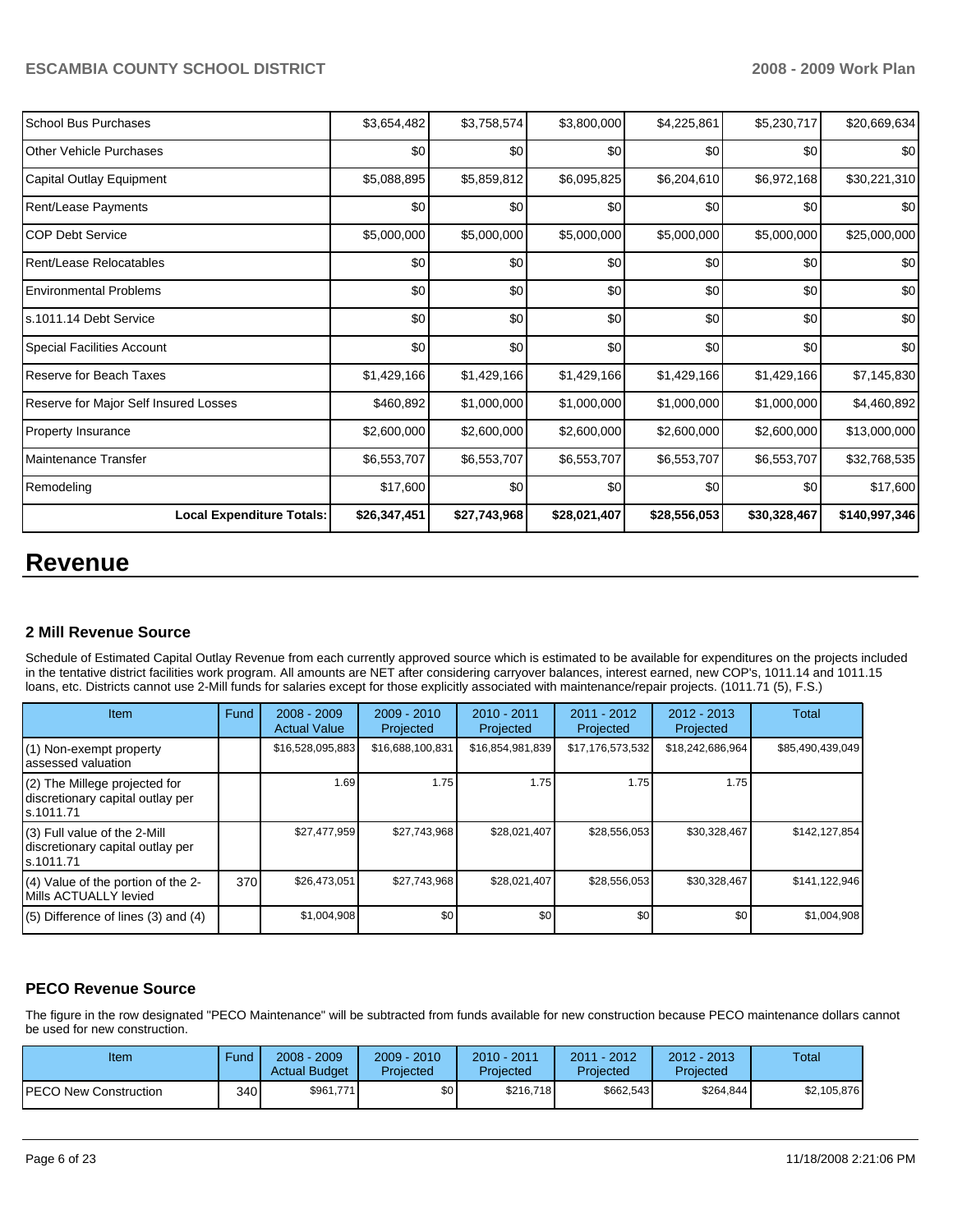| School Bus Purchases | $3,654,482 | $3,758,574 | $3,800,000 | $4,225,861 | $5,230,717 | $20,669,634 |
|---|---|---|---|---|---|---|
| Other Vehicle Purchases | $0 | $0 | $0 | $0 | $0 | $0 |
| Capital Outlay Equipment | $5,088,895 | $5,859,812 | $6,095,825 | $6,204,610 | $6,972,168 | $30,221,310 |
| Rent/Lease Payments | $0 | $0 | $0 | $0 | $0 | $0 |
| COP Debt Service | $5,000,000 | $5,000,000 | $5,000,000 | $5,000,000 | $5,000,000 | $25,000,000 |
| Rent/Lease Relocatables | $0 | $0 | $0 | $0 | $0 | $0 |
| Environmental Problems | $0 | $0 | $0 | $0 | $0 | $0 |
| s.1011.14 Debt Service | $0 | $0 | $0 | $0 | $0 | $0 |
| Special Facilities Account | $0 | $0 | $0 | $0 | $0 | $0 |
| Reserve for Beach Taxes | $1,429,166 | $1,429,166 | $1,429,166 | $1,429,166 | $1,429,166 | $7,145,830 |
| Reserve for Major Self Insured Losses | $460,892 | $1,000,000 | $1,000,000 | $1,000,000 | $1,000,000 | $4,460,892 |
| Property Insurance | $2,600,000 | $2,600,000 | $2,600,000 | $2,600,000 | $2,600,000 | $13,000,000 |
| Maintenance Transfer | $6,553,707 | $6,553,707 | $6,553,707 | $6,553,707 | $6,553,707 | $32,768,535 |
| Remodeling | $17,600 | $0 | $0 | $0 | $0 | $17,600 |
| **Local Expenditure Totals:** | **$26,347,451** | **$27,743,968** | **$28,021,407** | **$28,556,053** | **$30,328,467** | **$140,997,346** |

# Revenue

### 2 Mill Revenue Source

Schedule of Estimated Capital Outlay Revenue from each currently approved source which is estimated to be available for expenditures on the projects included in the tentative district facilities work program. All amounts are NET after considering carryover balances, interest earned, new COP's, 1011.14 and 1011.15 loans, etc. Districts cannot use 2-Mill funds for salaries except for those explicitly associated with maintenance/repair projects. (1011.71 (5), F.S.)

| Item | Fund | 2008 - 2009 Actual Value | 2009 - 2010 Projected | 2010 - 2011 Projected | 2011 - 2012 Projected | 2012 - 2013 Projected | Total |
|---|---|---|---|---|---|---|---|
| (1) Non-exempt property assessed valuation | | $16,528,095,883 | $16,688,100,831 | $16,854,981,839 | $17,176,573,532 | $18,242,686,964 | $85,490,439,049 |
| (2) The Millege projected for discretionary capital outlay per s.1011.71 | | 1.69 | 1.75 | 1.75 | 1.75 | 1.75 | |
| (3) Full value of the 2-Mill discretionary capital outlay per s.1011.71 | | $27,477,959 | $27,743,968 | $28,021,407 | $28,556,053 | $30,328,467 | $142,127,854 |
| (4) Value of the portion of the 2-Mills ACTUALLY levied | 370 | $26,473,051 | $27,743,968 | $28,021,407 | $28,556,053 | $30,328,467 | $141,122,946 |
| (5) Difference of lines (3) and (4) | | $1,004,908 | $0 | $0 | $0 | $0 | $1,004,908 |

### PECO Revenue Source

The figure in the row designated "PECO Maintenance" will be subtracted from funds available for new construction because PECO maintenance dollars cannot be used for new construction.

| Item | Fund | 2008 - 2009 Actual Budget | 2009 - 2010 Projected | 2010 - 2011 Projected | 2011 - 2012 Projected | 2012 - 2013 Projected | Total |
|---|---|---|---|---|---|---|---|
| PECO New Construction | 340 | $961,771 | $0 | $216,718 | $662,543 | $264,844 | $2,105,876 |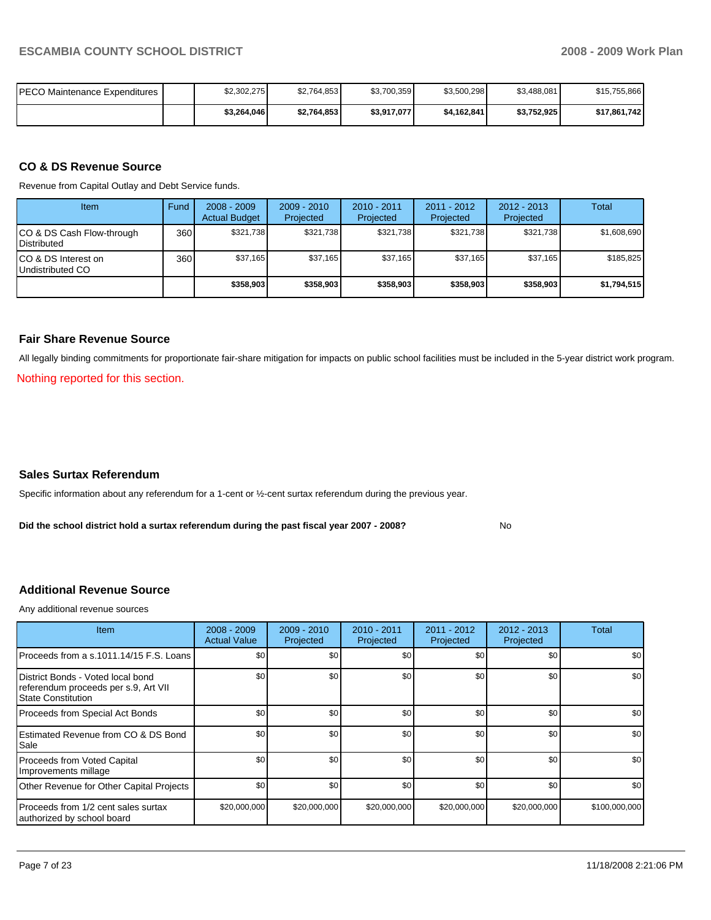| PECO Maintenance Expenditures | | $2,302,275 | $2,764,853 | $3,700,359 | $3,500,298 | $3,488,081 | $15,755,866 |
|---|---|---|---|---|---|---|---|
| | | **$3,264,046** | **$2,764,853** | **$3,917,077** | **$4,162,841** | **$3,752,925** | **$17,861,742** |

### CO & DS Revenue Source

Revenue from Capital Outlay and Debt Service funds.

| Item | Fund | 2008 - 2009 Actual Budget | 2009 - 2010 Projected | 2010 - 2011 Projected | 2011 - 2012 Projected | 2012 - 2013 Projected | Total |
|---|---|---|---|---|---|---|---|
| CO & DS Cash Flow-through Distributed | 360 | $321,738 | $321,738 | $321,738 | $321,738 | $321,738 | $1,608,690 |
| CO & DS Interest on Undistributed CO | 360 | $37,165 | $37,165 | $37,165 | $37,165 | $37,165 | $185,825 |
| | | **$358,903** | **$358,903** | **$358,903** | **$358,903** | **$358,903** | **$1,794,515** |

### Fair Share Revenue Source

All legally binding commitments for proportionate fair-share mitigation for impacts on public school facilities must be included in the 5-year district work program.

Nothing reported for this section.

### Sales Surtax Referendum

Specific information about any referendum for a 1-cent or ½-cent surtax referendum during the previous year.

**Did the school district hold a surtax referendum during the past fiscal year 2007 - 2008?** No

### Additional Revenue Source

Any additional revenue sources

| Item | 2008 - 2009 Actual Value | 2009 - 2010 Projected | 2010 - 2011 Projected | 2011 - 2012 Projected | 2012 - 2013 Projected | Total |
|---|---|---|---|---|---|---|
| Proceeds from a s.1011.14/15 F.S. Loans | $0 | $0 | $0 | $0 | $0 | $0 |
| District Bonds - Voted local bond referendum proceeds per s.9, Art VII State Constitution | $0 | $0 | $0 | $0 | $0 | $0 |
| Proceeds from Special Act Bonds | $0 | $0 | $0 | $0 | $0 | $0 |
| Estimated Revenue from CO & DS Bond Sale | $0 | $0 | $0 | $0 | $0 | $0 |
| Proceeds from Voted Capital Improvements millage | $0 | $0 | $0 | $0 | $0 | $0 |
| Other Revenue for Other Capital Projects | $0 | $0 | $0 | $0 | $0 | $0 |
| Proceeds from 1/2 cent sales surtax authorized by school board | $20,000,000 | $20,000,000 | $20,000,000 | $20,000,000 | $20,000,000 | $100,000,000 |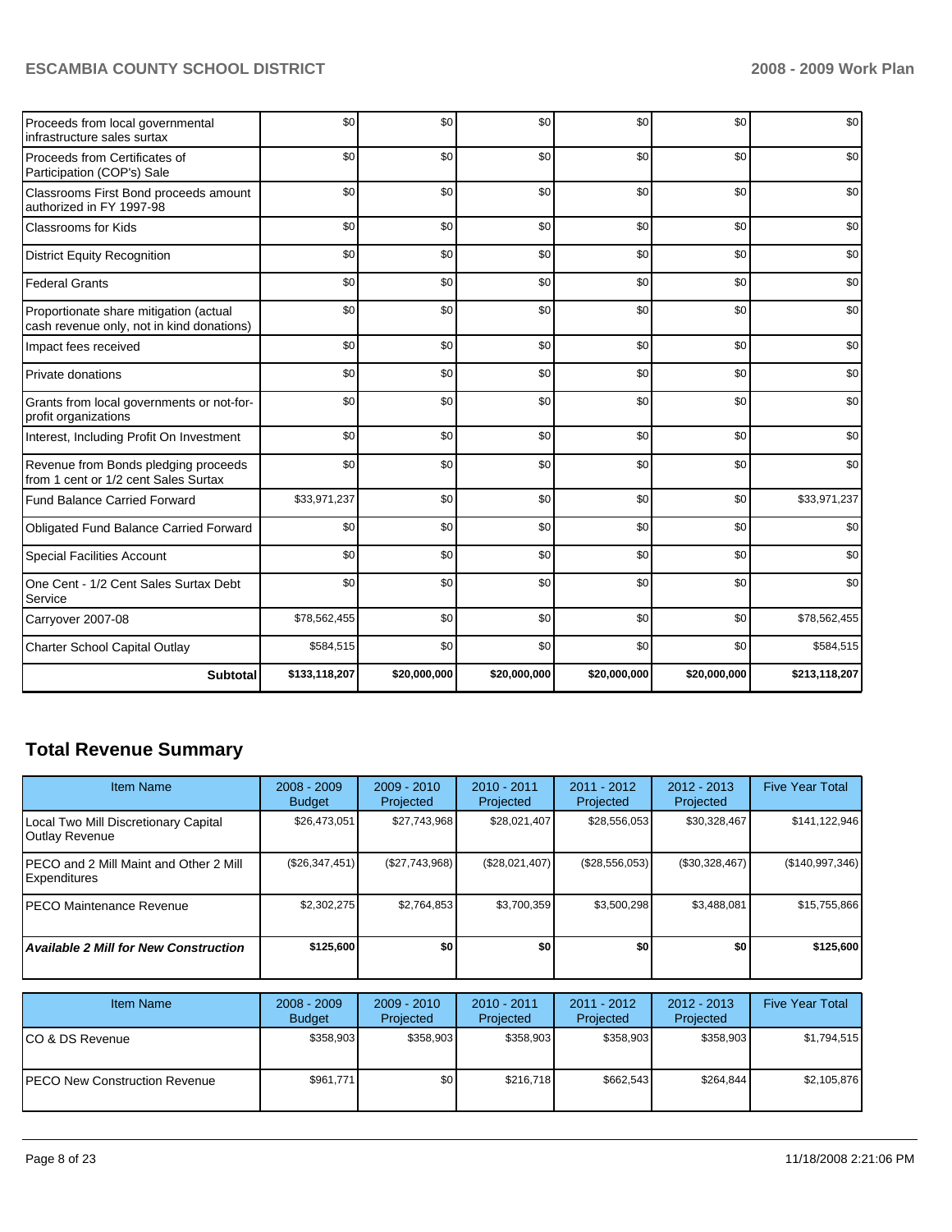| | | | | | | |
|---|---|---|---|---|---|---|
| Proceeds from local governmental infrastructure sales surtax | $0 | $0 | $0 | $0 | $0 | $0 |
| Proceeds from Certificates of Participation (COP's) Sale | $0 | $0 | $0 | $0 | $0 | $0 |
| Classrooms First Bond proceeds amount authorized in FY 1997-98 | $0 | $0 | $0 | $0 | $0 | $0 |
| Classrooms for Kids | $0 | $0 | $0 | $0 | $0 | $0 |
| District Equity Recognition | $0 | $0 | $0 | $0 | $0 | $0 |
| Federal Grants | $0 | $0 | $0 | $0 | $0 | $0 |
| Proportionate share mitigation (actual cash revenue only, not in kind donations) | $0 | $0 | $0 | $0 | $0 | $0 |
| Impact fees received | $0 | $0 | $0 | $0 | $0 | $0 |
| Private donations | $0 | $0 | $0 | $0 | $0 | $0 |
| Grants from local governments or not-for-profit organizations | $0 | $0 | $0 | $0 | $0 | $0 |
| Interest, Including Profit On Investment | $0 | $0 | $0 | $0 | $0 | $0 |
| Revenue from Bonds pledging proceeds from 1 cent or 1/2 cent Sales Surtax | $0 | $0 | $0 | $0 | $0 | $0 |
| Fund Balance Carried Forward | $33,971,237 | $0 | $0 | $0 | $0 | $33,971,237 |
| Obligated Fund Balance Carried Forward | $0 | $0 | $0 | $0 | $0 | $0 |
| Special Facilities Account | $0 | $0 | $0 | $0 | $0 | $0 |
| One Cent - 1/2 Cent Sales Surtax Debt Service | $0 | $0 | $0 | $0 | $0 | $0 |
| Carryover 2007-08 | $78,562,455 | $0 | $0 | $0 | $0 | $78,562,455 |
| Charter School Capital Outlay | $584,515 | $0 | $0 | $0 | $0 | $584,515 |
| **Subtotal** | **$133,118,207** | **$20,000,000** | **$20,000,000** | **$20,000,000** | **$20,000,000** | **$213,118,207** |

## Total Revenue Summary

| Item Name | 2008 - 2009 Budget | 2009 - 2010 Projected | 2010 - 2011 Projected | 2011 - 2012 Projected | 2012 - 2013 Projected | Five Year Total |
|---|---|---|---|---|---|---|
| Local Two Mill Discretionary Capital Outlay Revenue | $26,473,051 | $27,743,968 | $28,021,407 | $28,556,053 | $30,328,467 | $141,122,946 |
| PECO and 2 Mill Maint and Other 2 Mill Expenditures | ($26,347,451) | ($27,743,968) | ($28,021,407) | ($28,556,053) | ($30,328,467) | ($140,997,346) |
| PECO Maintenance Revenue | $2,302,275 | $2,764,853 | $3,700,359 | $3,500,298 | $3,488,081 | $15,755,866 |
| ***Available 2 Mill for New Construction*** | **$125,600** | **$0** | **$0** | **$0** | **$0** | **$125,600** |

| Item Name | 2008 - 2009 Budget | 2009 - 2010 Projected | 2010 - 2011 Projected | 2011 - 2012 Projected | 2012 - 2013 Projected | Five Year Total |
|---|---|---|---|---|---|---|
| CO & DS Revenue | $358,903 | $358,903 | $358,903 | $358,903 | $358,903 | $1,794,515 |
| PECO New Construction Revenue | $961,771 | $0 | $216,718 | $662,543 | $264,844 | $2,105,876 |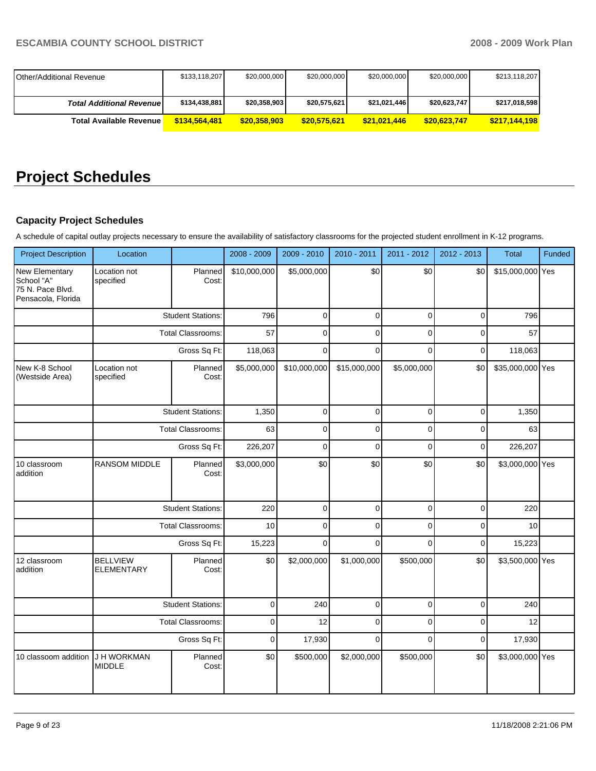| | 2008 - 2009 | 2009 - 2010 | 2010 - 2011 | 2011 - 2012 | 2012 - 2013 | Total |
|---|---|---|---|---|---|---|
| Other/Additional Revenue | $133,118,207 | $20,000,000 | $20,000,000 | $20,000,000 | $20,000,000 | $213,118,207 |
| ***Total Additional Revenue*** | **$134,438,881** | **$20,358,903** | **$20,575,621** | **$21,021,446** | **$20,623,747** | **$217,018,598** |
| **Total Available Revenue** | **$134,564,481** | **$20,358,903** | **$20,575,621** | **$21,021,446** | **$20,623,747** | **$217,144,198** |

# Project Schedules

### Capacity Project Schedules

A schedule of capital outlay projects necessary to ensure the availability of satisfactory classrooms for the projected student enrollment in K-12 programs.

| Project Description | Location | | 2008 - 2009 | 2009 - 2010 | 2010 - 2011 | 2011 - 2012 | 2012 - 2013 | Total | Funded |
|---|---|---|---|---|---|---|---|---|---|
| New Elementary School "A" 75 N. Pace Blvd. Pensacola, Florida | Location not specified | Planned Cost: | $10,000,000 | $5,000,000 | $0 | $0 | $0 | $15,000,000 | Yes |
| | | Student Stations: | 796 | 0 | 0 | 0 | 0 | 796 | |
| | | Total Classrooms: | 57 | 0 | 0 | 0 | 0 | 57 | |
| | | Gross Sq Ft: | 118,063 | 0 | 0 | 0 | 0 | 118,063 | |
| New K-8 School (Westside Area) | Location not specified | Planned Cost: | $5,000,000 | $10,000,000 | $15,000,000 | $5,000,000 | $0 | $35,000,000 | Yes |
| | | Student Stations: | 1,350 | 0 | 0 | 0 | 0 | 1,350 | |
| | | Total Classrooms: | 63 | 0 | 0 | 0 | 0 | 63 | |
| | | Gross Sq Ft: | 226,207 | 0 | 0 | 0 | 0 | 226,207 | |
| 10 classroom addition | RANSOM MIDDLE | Planned Cost: | $3,000,000 | $0 | $0 | $0 | $0 | $3,000,000 | Yes |
| | | Student Stations: | 220 | 0 | 0 | 0 | 0 | 220 | |
| | | Total Classrooms: | 10 | 0 | 0 | 0 | 0 | 10 | |
| | | Gross Sq Ft: | 15,223 | 0 | 0 | 0 | 0 | 15,223 | |
| 12 classroom addition | BELLVIEW ELEMENTARY | Planned Cost: | $0 | $2,000,000 | $1,000,000 | $500,000 | $0 | $3,500,000 | Yes |
| | | Student Stations: | 0 | 240 | 0 | 0 | 0 | 240 | |
| | | Total Classrooms: | 0 | 12 | 0 | 0 | 0 | 12 | |
| | | Gross Sq Ft: | 0 | 17,930 | 0 | 0 | 0 | 17,930 | |
| 10 classoom addition | J H WORKMAN MIDDLE | Planned Cost: | $0 | $500,000 | $2,000,000 | $500,000 | $0 | $3,000,000 | Yes |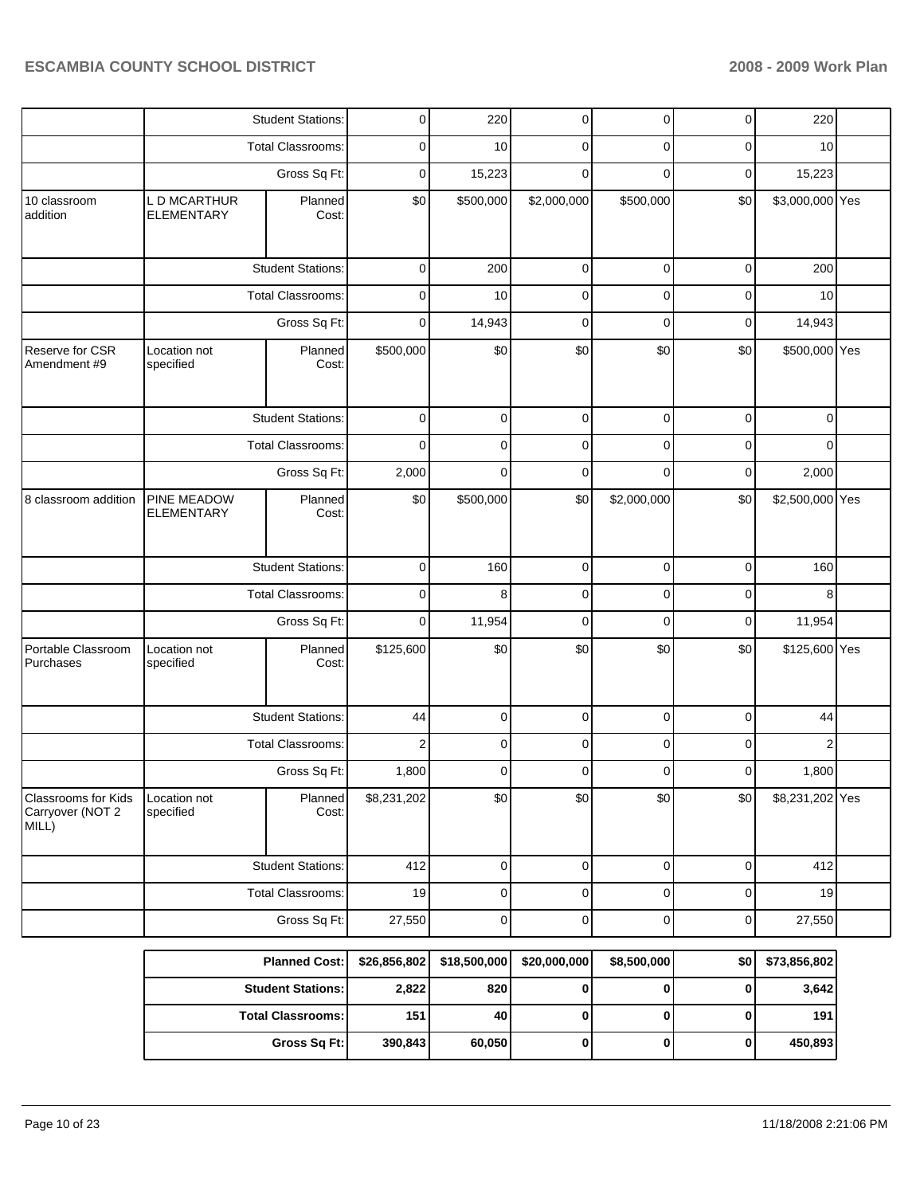| | | | | | | | | | |
|---|---|---|---|---|---|---|---|---|---|
| | | Student Stations: | 0 | 220 | 0 | 0 | 0 | 220 | |
| | | Total Classrooms: | 0 | 10 | 0 | 0 | 0 | 10 | |
| | | Gross Sq Ft: | 0 | 15,223 | 0 | 0 | 0 | 15,223 | |
| 10 classroom addition | L D MCARTHUR ELEMENTARY | Planned Cost: | $0 | $500,000 | $2,000,000 | $500,000 | $0 | $3,000,000 | Yes |
| | | Student Stations: | 0 | 200 | 0 | 0 | 0 | 200 | |
| | | Total Classrooms: | 0 | 10 | 0 | 0 | 0 | 10 | |
| | | Gross Sq Ft: | 0 | 14,943 | 0 | 0 | 0 | 14,943 | |
| Reserve for CSR Amendment #9 | Location not specified | Planned Cost: | $500,000 | $0 | $0 | $0 | $0 | $500,000 | Yes |
| | | Student Stations: | 0 | 0 | 0 | 0 | 0 | 0 | |
| | | Total Classrooms: | 0 | 0 | 0 | 0 | 0 | 0 | |
| | | Gross Sq Ft: | 2,000 | 0 | 0 | 0 | 0 | 2,000 | |
| 8 classroom addition | PINE MEADOW ELEMENTARY | Planned Cost: | $0 | $500,000 | $0 | $2,000,000 | $0 | $2,500,000 | Yes |
| | | Student Stations: | 0 | 160 | 0 | 0 | 0 | 160 | |
| | | Total Classrooms: | 0 | 8 | 0 | 0 | 0 | 8 | |
| | | Gross Sq Ft: | 0 | 11,954 | 0 | 0 | 0 | 11,954 | |
| Portable Classroom Purchases | Location not specified | Planned Cost: | $125,600 | $0 | $0 | $0 | $0 | $125,600 | Yes |
| | | Student Stations: | 44 | 0 | 0 | 0 | 0 | 44 | |
| | | Total Classrooms: | 2 | 0 | 0 | 0 | 0 | 2 | |
| | | Gross Sq Ft: | 1,800 | 0 | 0 | 0 | 0 | 1,800 | |
| Classrooms for Kids Carryover (NOT 2 MILL) | Location not specified | Planned Cost: | $8,231,202 | $0 | $0 | $0 | $0 | $8,231,202 | Yes |
| | | Student Stations: | 412 | 0 | 0 | 0 | 0 | 412 | |
| | | Total Classrooms: | 19 | 0 | 0 | 0 | 0 | 19 | |
| | | Gross Sq Ft: | 27,550 | 0 | 0 | 0 | 0 | 27,550 | |

| | | | | | | |
|---|---|---|---|---|---|---|
| **Planned Cost:** | **$26,856,802** | **$18,500,000** | **$20,000,000** | **$8,500,000** | **$0** | **$73,856,802** |
| **Student Stations:** | **2,822** | **820** | **0** | **0** | **0** | **3,642** |
| **Total Classrooms:** | **151** | **40** | **0** | **0** | **0** | **191** |
| **Gross Sq Ft:** | **390,843** | **60,050** | **0** | **0** | **0** | **450,893** |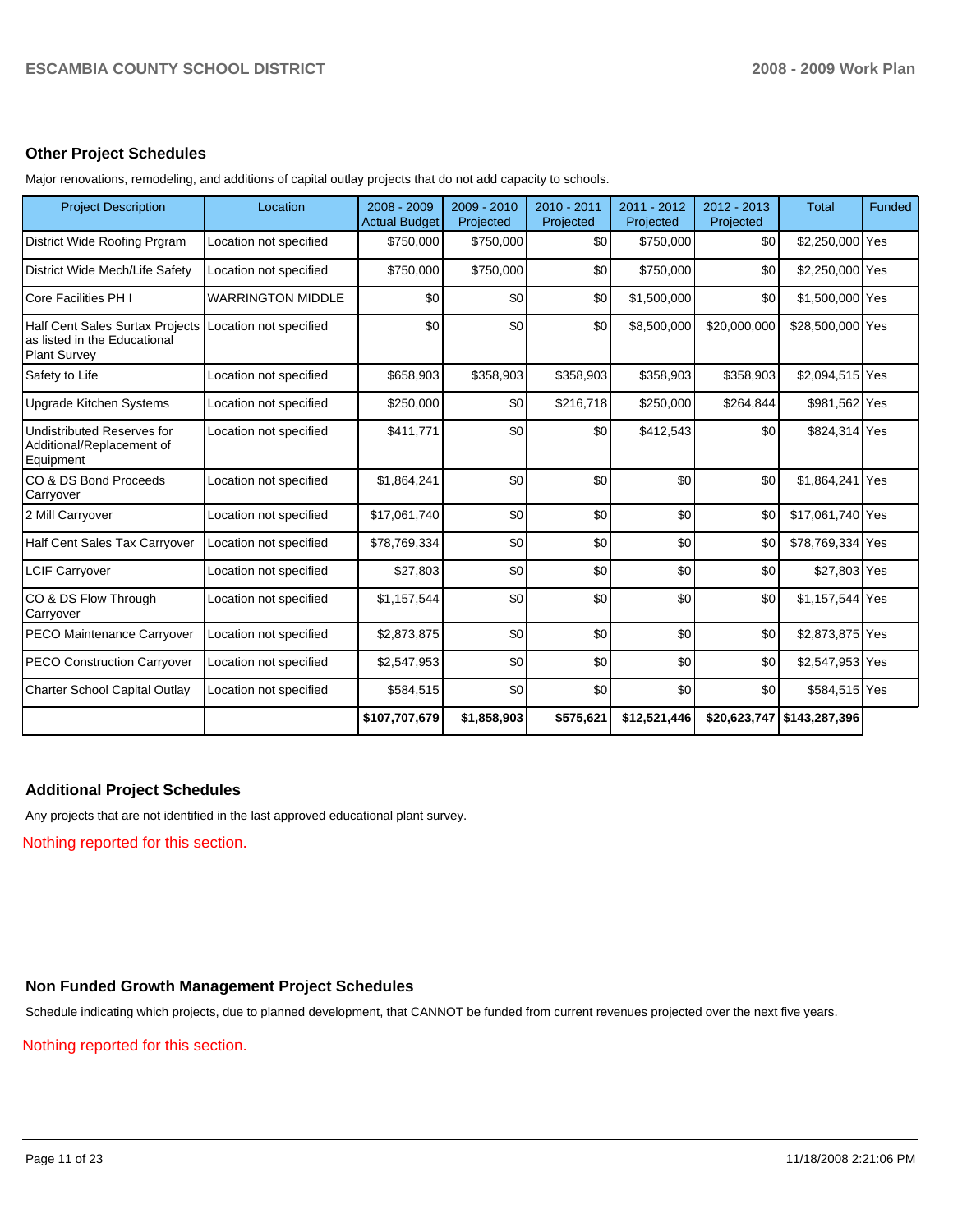## Other Project Schedules

Major renovations, remodeling, and additions of capital outlay projects that do not add capacity to schools.

| Project Description | Location | 2008 - 2009 Actual Budget | 2009 - 2010 Projected | 2010 - 2011 Projected | 2011 - 2012 Projected | 2012 - 2013 Projected | Total | Funded |
|---|---|---|---|---|---|---|---|---|
| District Wide Roofing Prgram | Location not specified | $750,000 | $750,000 | $0 | $750,000 | $0 | $2,250,000 | Yes |
| District Wide Mech/Life Safety | Location not specified | $750,000 | $750,000 | $0 | $750,000 | $0 | $2,250,000 | Yes |
| Core Facilities PH I | WARRINGTON MIDDLE | $0 | $0 | $0 | $1,500,000 | $0 | $1,500,000 | Yes |
| Half Cent Sales Surtax Projects as listed in the Educational Plant Survey | Location not specified | $0 | $0 | $0 | $8,500,000 | $20,000,000 | $28,500,000 | Yes |
| Safety to Life | Location not specified | $658,903 | $358,903 | $358,903 | $358,903 | $358,903 | $2,094,515 | Yes |
| Upgrade Kitchen Systems | Location not specified | $250,000 | $0 | $216,718 | $250,000 | $264,844 | $981,562 | Yes |
| Undistributed Reserves for Additional/Replacement of Equipment | Location not specified | $411,771 | $0 | $0 | $412,543 | $0 | $824,314 | Yes |
| CO & DS Bond Proceeds Carryover | Location not specified | $1,864,241 | $0 | $0 | $0 | $0 | $1,864,241 | Yes |
| 2 Mill Carryover | Location not specified | $17,061,740 | $0 | $0 | $0 | $0 | $17,061,740 | Yes |
| Half Cent Sales Tax Carryover | Location not specified | $78,769,334 | $0 | $0 | $0 | $0 | $78,769,334 | Yes |
| LCIF Carryover | Location not specified | $27,803 | $0 | $0 | $0 | $0 | $27,803 | Yes |
| CO & DS Flow Through Carryover | Location not specified | $1,157,544 | $0 | $0 | $0 | $0 | $1,157,544 | Yes |
| PECO Maintenance Carryover | Location not specified | $2,873,875 | $0 | $0 | $0 | $0 | $2,873,875 | Yes |
| PECO Construction Carryover | Location not specified | $2,547,953 | $0 | $0 | $0 | $0 | $2,547,953 | Yes |
| Charter School Capital Outlay | Location not specified | $584,515 | $0 | $0 | $0 | $0 | $584,515 | Yes |
| | | **$107,707,679** | **$1,858,903** | **$575,621** | **$12,521,446** | **$20,623,747** | **$143,287,396** | |

## Additional Project Schedules

Any projects that are not identified in the last approved educational plant survey.

Nothing reported for this section.

## Non Funded Growth Management Project Schedules

Schedule indicating which projects, due to planned development, that CANNOT be funded from current revenues projected over the next five years.

Nothing reported for this section.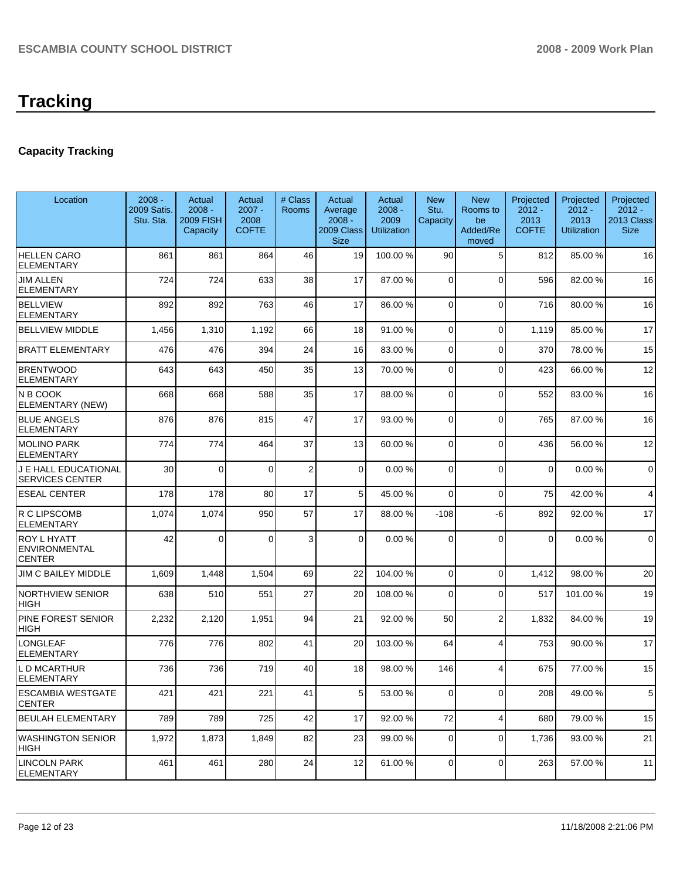# Tracking

## Capacity Tracking

| Location | 2008 - 2009 Satis. Stu. Sta. | Actual 2008 - 2009 FISH Capacity | Actual 2007 - 2008 COFTE | # Class Rooms | Actual Average 2008 - 2009 Class Size | Actual 2008 - 2009 Utilization | New Stu. Capacity | New Rooms to be Added/Removed | Projected 2012 - 2013 COFTE | Projected 2012 - 2013 Utilization | Projected 2012 - 2013 Class Size |
|---|---|---|---|---|---|---|---|---|---|---|---|
| HELLEN CARO ELEMENTARY | 861 | 861 | 864 | 46 | 19 | 100.00 % | 90 | 5 | 812 | 85.00 % | 16 |
| JIM ALLEN ELEMENTARY | 724 | 724 | 633 | 38 | 17 | 87.00 % | 0 | 0 | 596 | 82.00 % | 16 |
| BELLVIEW ELEMENTARY | 892 | 892 | 763 | 46 | 17 | 86.00 % | 0 | 0 | 716 | 80.00 % | 16 |
| BELLVIEW MIDDLE | 1,456 | 1,310 | 1,192 | 66 | 18 | 91.00 % | 0 | 0 | 1,119 | 85.00 % | 17 |
| BRATT ELEMENTARY | 476 | 476 | 394 | 24 | 16 | 83.00 % | 0 | 0 | 370 | 78.00 % | 15 |
| BRENTWOOD ELEMENTARY | 643 | 643 | 450 | 35 | 13 | 70.00 % | 0 | 0 | 423 | 66.00 % | 12 |
| N B COOK ELEMENTARY (NEW) | 668 | 668 | 588 | 35 | 17 | 88.00 % | 0 | 0 | 552 | 83.00 % | 16 |
| BLUE ANGELS ELEMENTARY | 876 | 876 | 815 | 47 | 17 | 93.00 % | 0 | 0 | 765 | 87.00 % | 16 |
| MOLINO PARK ELEMENTARY | 774 | 774 | 464 | 37 | 13 | 60.00 % | 0 | 0 | 436 | 56.00 % | 12 |
| J E HALL EDUCATIONAL SERVICES CENTER | 30 | 0 | 0 | 2 | 0 | 0.00 % | 0 | 0 | 0 | 0.00 % | 0 |
| ESEAL CENTER | 178 | 178 | 80 | 17 | 5 | 45.00 % | 0 | 0 | 75 | 42.00 % | 4 |
| R C LIPSCOMB ELEMENTARY | 1,074 | 1,074 | 950 | 57 | 17 | 88.00 % | -108 | -6 | 892 | 92.00 % | 17 |
| ROY L HYATT ENVIRONMENTAL CENTER | 42 | 0 | 0 | 3 | 0 | 0.00 % | 0 | 0 | 0 | 0.00 % | 0 |
| JIM C BAILEY MIDDLE | 1,609 | 1,448 | 1,504 | 69 | 22 | 104.00 % | 0 | 0 | 1,412 | 98.00 % | 20 |
| NORTHVIEW SENIOR HIGH | 638 | 510 | 551 | 27 | 20 | 108.00 % | 0 | 0 | 517 | 101.00 % | 19 |
| PINE FOREST SENIOR HIGH | 2,232 | 2,120 | 1,951 | 94 | 21 | 92.00 % | 50 | 2 | 1,832 | 84.00 % | 19 |
| LONGLEAF ELEMENTARY | 776 | 776 | 802 | 41 | 20 | 103.00 % | 64 | 4 | 753 | 90.00 % | 17 |
| L D MCARTHUR ELEMENTARY | 736 | 736 | 719 | 40 | 18 | 98.00 % | 146 | 4 | 675 | 77.00 % | 15 |
| ESCAMBIA WESTGATE CENTER | 421 | 421 | 221 | 41 | 5 | 53.00 % | 0 | 0 | 208 | 49.00 % | 5 |
| BEULAH ELEMENTARY | 789 | 789 | 725 | 42 | 17 | 92.00 % | 72 | 4 | 680 | 79.00 % | 15 |
| WASHINGTON SENIOR HIGH | 1,972 | 1,873 | 1,849 | 82 | 23 | 99.00 % | 0 | 0 | 1,736 | 93.00 % | 21 |
| LINCOLN PARK ELEMENTARY | 461 | 461 | 280 | 24 | 12 | 61.00 % | 0 | 0 | 263 | 57.00 % | 11 |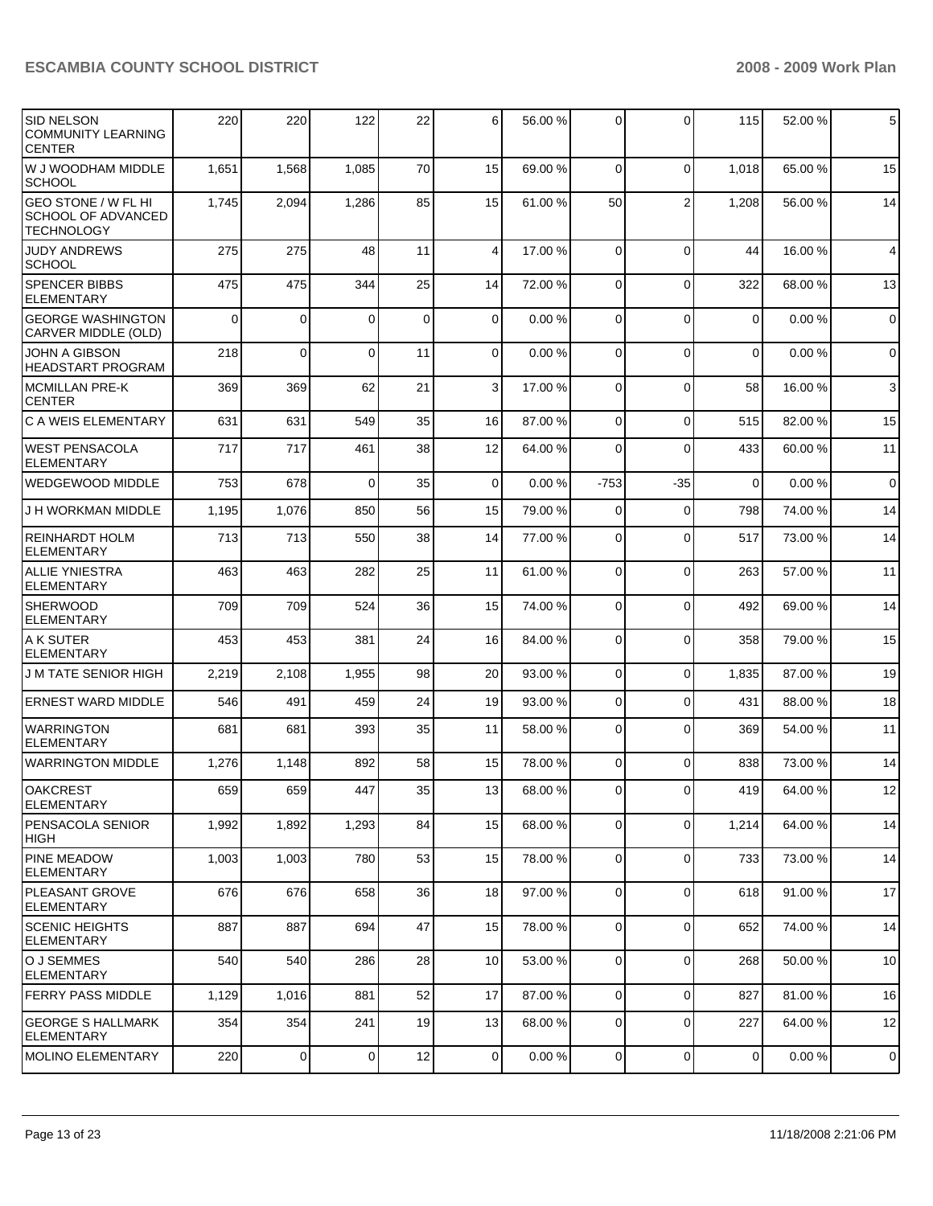| | | | | | | | | | | | |
|---|---|---|---|---|---|---|---|---|---|---|---|
| SID NELSON COMMUNITY LEARNING CENTER | 220 | 220 | 122 | 22 | 6 | 56.00 % | 0 | 0 | 115 | 52.00 % | 5 |
| W J WOODHAM MIDDLE SCHOOL | 1,651 | 1,568 | 1,085 | 70 | 15 | 69.00 % | 0 | 0 | 1,018 | 65.00 % | 15 |
| GEO STONE / W FL HI SCHOOL OF ADVANCED TECHNOLOGY | 1,745 | 2,094 | 1,286 | 85 | 15 | 61.00 % | 50 | 2 | 1,208 | 56.00 % | 14 |
| JUDY ANDREWS SCHOOL | 275 | 275 | 48 | 11 | 4 | 17.00 % | 0 | 0 | 44 | 16.00 % | 4 |
| SPENCER BIBBS ELEMENTARY | 475 | 475 | 344 | 25 | 14 | 72.00 % | 0 | 0 | 322 | 68.00 % | 13 |
| GEORGE WASHINGTON CARVER MIDDLE (OLD) | 0 | 0 | 0 | 0 | 0 | 0.00 % | 0 | 0 | 0 | 0.00 % | 0 |
| JOHN A GIBSON HEADSTART PROGRAM | 218 | 0 | 0 | 11 | 0 | 0.00 % | 0 | 0 | 0 | 0.00 % | 0 |
| MCMILLAN PRE-K CENTER | 369 | 369 | 62 | 21 | 3 | 17.00 % | 0 | 0 | 58 | 16.00 % | 3 |
| C A WEIS ELEMENTARY | 631 | 631 | 549 | 35 | 16 | 87.00 % | 0 | 0 | 515 | 82.00 % | 15 |
| WEST PENSACOLA ELEMENTARY | 717 | 717 | 461 | 38 | 12 | 64.00 % | 0 | 0 | 433 | 60.00 % | 11 |
| WEDGEWOOD MIDDLE | 753 | 678 | 0 | 35 | 0 | 0.00 % | -753 | -35 | 0 | 0.00 % | 0 |
| J H WORKMAN MIDDLE | 1,195 | 1,076 | 850 | 56 | 15 | 79.00 % | 0 | 0 | 798 | 74.00 % | 14 |
| REINHARDT HOLM ELEMENTARY | 713 | 713 | 550 | 38 | 14 | 77.00 % | 0 | 0 | 517 | 73.00 % | 14 |
| ALLIE YNIESTRA ELEMENTARY | 463 | 463 | 282 | 25 | 11 | 61.00 % | 0 | 0 | 263 | 57.00 % | 11 |
| SHERWOOD ELEMENTARY | 709 | 709 | 524 | 36 | 15 | 74.00 % | 0 | 0 | 492 | 69.00 % | 14 |
| A K SUTER ELEMENTARY | 453 | 453 | 381 | 24 | 16 | 84.00 % | 0 | 0 | 358 | 79.00 % | 15 |
| J M TATE SENIOR HIGH | 2,219 | 2,108 | 1,955 | 98 | 20 | 93.00 % | 0 | 0 | 1,835 | 87.00 % | 19 |
| ERNEST WARD MIDDLE | 546 | 491 | 459 | 24 | 19 | 93.00 % | 0 | 0 | 431 | 88.00 % | 18 |
| WARRINGTON ELEMENTARY | 681 | 681 | 393 | 35 | 11 | 58.00 % | 0 | 0 | 369 | 54.00 % | 11 |
| WARRINGTON MIDDLE | 1,276 | 1,148 | 892 | 58 | 15 | 78.00 % | 0 | 0 | 838 | 73.00 % | 14 |
| OAKCREST ELEMENTARY | 659 | 659 | 447 | 35 | 13 | 68.00 % | 0 | 0 | 419 | 64.00 % | 12 |
| PENSACOLA SENIOR HIGH | 1,992 | 1,892 | 1,293 | 84 | 15 | 68.00 % | 0 | 0 | 1,214 | 64.00 % | 14 |
| PINE MEADOW ELEMENTARY | 1,003 | 1,003 | 780 | 53 | 15 | 78.00 % | 0 | 0 | 733 | 73.00 % | 14 |
| PLEASANT GROVE ELEMENTARY | 676 | 676 | 658 | 36 | 18 | 97.00 % | 0 | 0 | 618 | 91.00 % | 17 |
| SCENIC HEIGHTS ELEMENTARY | 887 | 887 | 694 | 47 | 15 | 78.00 % | 0 | 0 | 652 | 74.00 % | 14 |
| O J SEMMES ELEMENTARY | 540 | 540 | 286 | 28 | 10 | 53.00 % | 0 | 0 | 268 | 50.00 % | 10 |
| FERRY PASS MIDDLE | 1,129 | 1,016 | 881 | 52 | 17 | 87.00 % | 0 | 0 | 827 | 81.00 % | 16 |
| GEORGE S HALLMARK ELEMENTARY | 354 | 354 | 241 | 19 | 13 | 68.00 % | 0 | 0 | 227 | 64.00 % | 12 |
| MOLINO ELEMENTARY | 220 | 0 | 0 | 12 | 0 | 0.00 % | 0 | 0 | 0 | 0.00 % | 0 |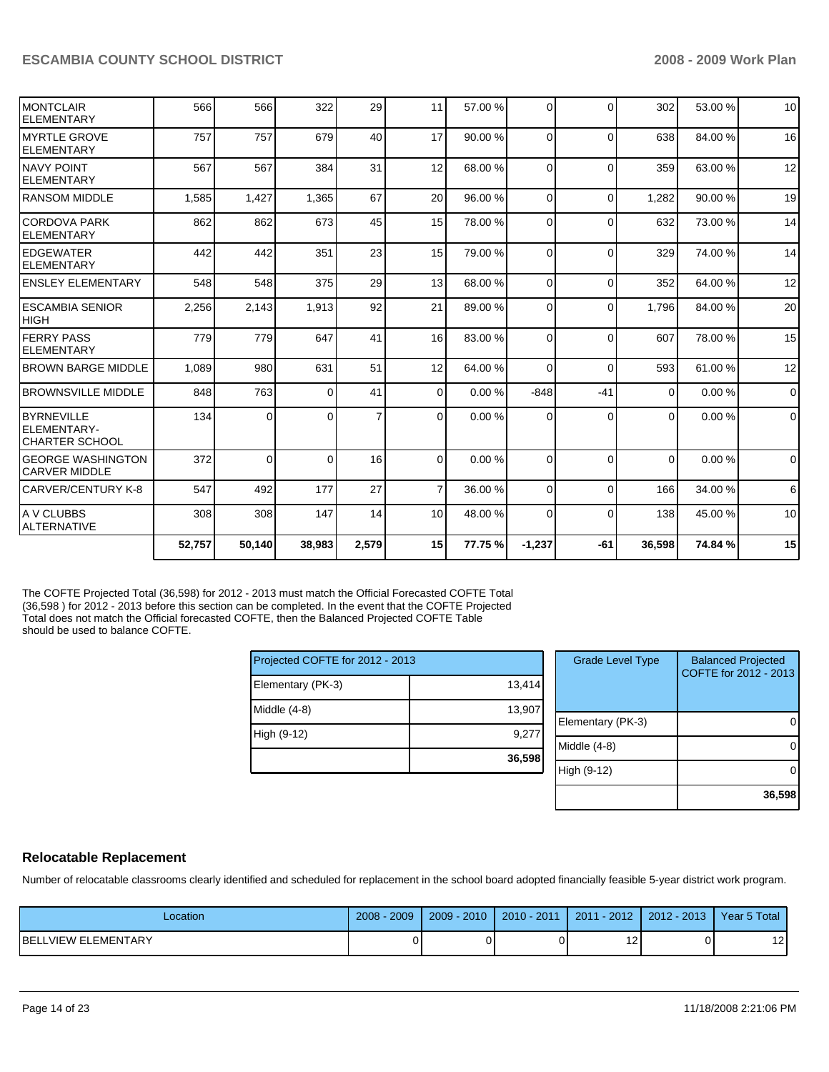| | | | | | | | | | | | |
|---|---|---|---|---|---|---|---|---|---|---|---|
| MONTCLAIR ELEMENTARY | 566 | 566 | 322 | 29 | 11 | 57.00 % | 0 | 0 | 302 | 53.00 % | 10 |
| MYRTLE GROVE ELEMENTARY | 757 | 757 | 679 | 40 | 17 | 90.00 % | 0 | 0 | 638 | 84.00 % | 16 |
| NAVY POINT ELEMENTARY | 567 | 567 | 384 | 31 | 12 | 68.00 % | 0 | 0 | 359 | 63.00 % | 12 |
| RANSOM MIDDLE | 1,585 | 1,427 | 1,365 | 67 | 20 | 96.00 % | 0 | 0 | 1,282 | 90.00 % | 19 |
| CORDOVA PARK ELEMENTARY | 862 | 862 | 673 | 45 | 15 | 78.00 % | 0 | 0 | 632 | 73.00 % | 14 |
| EDGEWATER ELEMENTARY | 442 | 442 | 351 | 23 | 15 | 79.00 % | 0 | 0 | 329 | 74.00 % | 14 |
| ENSLEY ELEMENTARY | 548 | 548 | 375 | 29 | 13 | 68.00 % | 0 | 0 | 352 | 64.00 % | 12 |
| ESCAMBIA SENIOR HIGH | 2,256 | 2,143 | 1,913 | 92 | 21 | 89.00 % | 0 | 0 | 1,796 | 84.00 % | 20 |
| FERRY PASS ELEMENTARY | 779 | 779 | 647 | 41 | 16 | 83.00 % | 0 | 0 | 607 | 78.00 % | 15 |
| BROWN BARGE MIDDLE | 1,089 | 980 | 631 | 51 | 12 | 64.00 % | 0 | 0 | 593 | 61.00 % | 12 |
| BROWNSVILLE MIDDLE | 848 | 763 | 0 | 41 | 0 | 0.00 % | -848 | -41 | 0 | 0.00 % | 0 |
| BYRNEVILLE ELEMENTARY-CHARTER SCHOOL | 134 | 0 | 0 | 7 | 0 | 0.00 % | 0 | 0 | 0 | 0.00 % | 0 |
| GEORGE WASHINGTON CARVER MIDDLE | 372 | 0 | 0 | 16 | 0 | 0.00 % | 0 | 0 | 0 | 0.00 % | 0 |
| CARVER/CENTURY K-8 | 547 | 492 | 177 | 27 | 7 | 36.00 % | 0 | 0 | 166 | 34.00 % | 6 |
| A V CLUBBS ALTERNATIVE | 308 | 308 | 147 | 14 | 10 | 48.00 % | 0 | 0 | 138 | 45.00 % | 10 |
| | **52,757** | **50,140** | **38,983** | **2,579** | **15** | **77.75 %** | **-1,237** | **-61** | **36,598** | **74.84 %** | **15** |

The COFTE Projected Total (36,598) for 2012 - 2013 must match the Official Forecasted COFTE Total (36,598 ) for 2012 - 2013 before this section can be completed. In the event that the COFTE Projected Total does not match the Official forecasted COFTE, then the Balanced Projected COFTE Table should be used to balance COFTE.

| Projected COFTE for 2012 - 2013 | |
|---|---|
| Elementary (PK-3) | 13,414 |
| Middle (4-8) | 13,907 |
| High (9-12) | 9,277 |
| | **36,598** |

| Grade Level Type | Balanced Projected COFTE for 2012 - 2013 |
|---|---|
| Elementary (PK-3) | 0 |
| Middle (4-8) | 0 |
| High (9-12) | 0 |
| | **36,598** |

## Relocatable Replacement

Number of relocatable classrooms clearly identified and scheduled for replacement in the school board adopted financially feasible 5-year district work program.

| Location | 2008 - 2009 | 2009 - 2010 | 2010 - 2011 | 2011 - 2012 | 2012 - 2013 | Year 5 Total |
|---|---|---|---|---|---|---|
| BELLVIEW ELEMENTARY | 0 | 0 | 0 | 12 | 0 | 12 |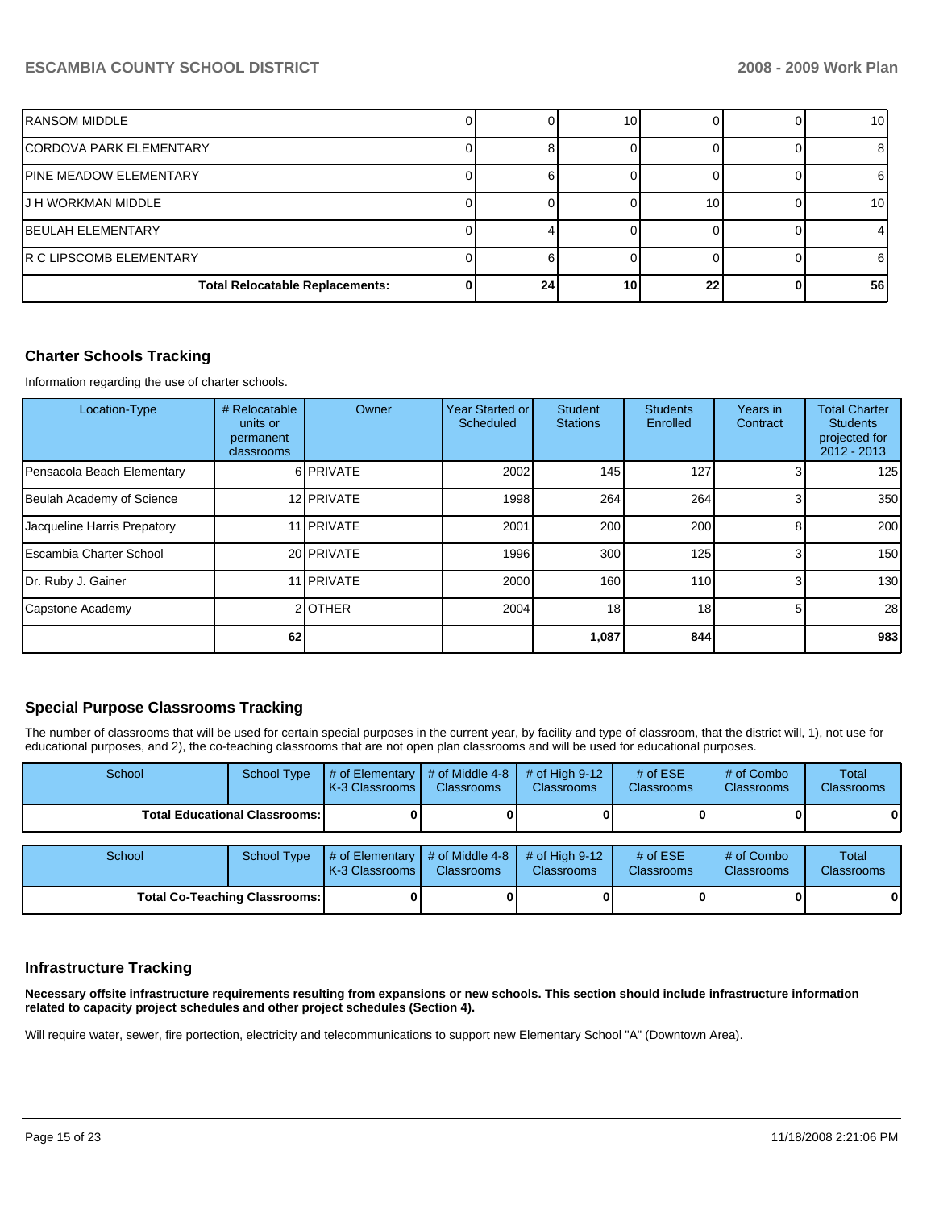| | | | | | | |
|---|---|---|---|---|---|---|
| RANSOM MIDDLE | 0 | 0 | 10 | 0 | 0 | 10 |
| CORDOVA PARK ELEMENTARY | 0 | 8 | 0 | 0 | 0 | 8 |
| PINE MEADOW ELEMENTARY | 0 | 6 | 0 | 0 | 0 | 6 |
| J H WORKMAN MIDDLE | 0 | 0 | 0 | 10 | 0 | 10 |
| BEULAH ELEMENTARY | 0 | 4 | 0 | 0 | 0 | 4 |
| R C LIPSCOMB ELEMENTARY | 0 | 6 | 0 | 0 | 0 | 6 |
| **Total Relocatable Replacements:** | **0** | **24** | **10** | **22** | **0** | **56** |

## Charter Schools Tracking

Information regarding the use of charter schools.

| Location-Type | # Relocatable units or permanent classrooms | Owner | Year Started or Scheduled | Student Stations | Students Enrolled | Years in Contract | Total Charter Students projected for 2012 - 2013 |
|---|---|---|---|---|---|---|---|
| Pensacola Beach Elementary | 6 | PRIVATE | 2002 | 145 | 127 | 3 | 125 |
| Beulah Academy of Science | 12 | PRIVATE | 1998 | 264 | 264 | 3 | 350 |
| Jacqueline Harris Prepatory | 11 | PRIVATE | 2001 | 200 | 200 | 8 | 200 |
| Escambia Charter School | 20 | PRIVATE | 1996 | 300 | 125 | 3 | 150 |
| Dr. Ruby J. Gainer | 11 | PRIVATE | 2000 | 160 | 110 | 3 | 130 |
| Capstone Academy | 2 | OTHER | 2004 | 18 | 18 | 5 | 28 |
| | **62** | | | **1,087** | **844** | | **983** |

## Special Purpose Classrooms Tracking

The number of classrooms that will be used for certain special purposes in the current year, by facility and type of classroom, that the district will, 1), not use for educational purposes, and 2), the co-teaching classrooms that are not open plan classrooms and will be used for educational purposes.

| School | School Type | # of Elementary K-3 Classrooms | # of Middle 4-8 Classrooms | # of High 9-12 Classrooms | # of ESE Classrooms | # of Combo Classrooms | Total Classrooms |
|---|---|---|---|---|---|---|---|
| **Total Educational Classrooms:** | | **0** | **0** | **0** | **0** | **0** | **0** |

| School | School Type | # of Elementary K-3 Classrooms | # of Middle 4-8 Classrooms | # of High 9-12 Classrooms | # of ESE Classrooms | # of Combo Classrooms | Total Classrooms |
|---|---|---|---|---|---|---|---|
| **Total Co-Teaching Classrooms:** | | **0** | **0** | **0** | **0** | **0** | **0** |

## Infrastructure Tracking

**Necessary offsite infrastructure requirements resulting from expansions or new schools. This section should include infrastructure information related to capacity project schedules and other project schedules (Section 4).**

Will require water, sewer, fire portection, electricity and telecommunications to support new Elementary School "A" (Downtown Area).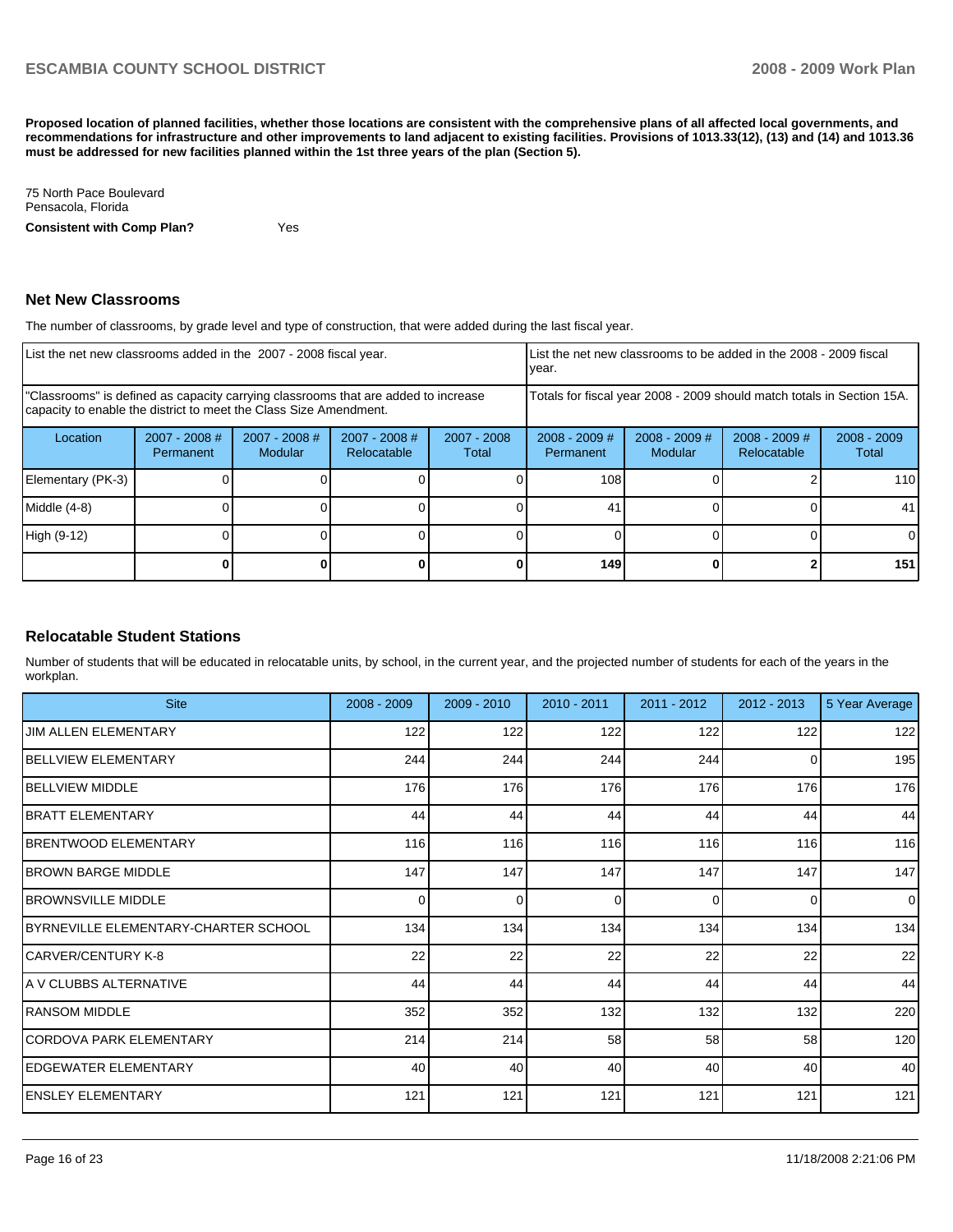**Proposed location of planned facilities, whether those locations are consistent with the comprehensive plans of all affected local governments, and recommendations for infrastructure and other improvements to land adjacent to existing facilities. Provisions of 1013.33(12), (13) and (14) and 1013.36 must be addressed for new facilities planned within the 1st three years of the plan (Section 5).**

75 North Pace Boulevard
Pensacola, Florida

**Consistent with Comp Plan?** Yes

## Net New Classrooms

The number of classrooms, by grade level and type of construction, that were added during the last fiscal year.

| List the net new classrooms added in the 2007 - 2008 fiscal year. | | | | | List the net new classrooms to be added in the 2008 - 2009 fiscal year. | | | |
|---|---|---|---|---|---|---|---|---|
| "Classrooms" is defined as capacity carrying classrooms that are added to increase capacity to enable the district to meet the Class Size Amendment. | | | | | Totals for fiscal year 2008 - 2009 should match totals in Section 15A. | | | |
| Location | 2007 - 2008 # Permanent | 2007 - 2008 # Modular | 2007 - 2008 # Relocatable | 2007 - 2008 Total | 2008 - 2009 # Permanent | 2008 - 2009 # Modular | 2008 - 2009 # Relocatable | 2008 - 2009 Total |
| Elementary (PK-3) | 0 | 0 | 0 | 0 | 108 | 0 | 2 | 110 |
| Middle (4-8) | 0 | 0 | 0 | 0 | 41 | 0 | 0 | 41 |
| High (9-12) | 0 | 0 | 0 | 0 | 0 | 0 | 0 | 0 |
| | **0** | **0** | **0** | **0** | **149** | **0** | **2** | **151** |

## Relocatable Student Stations

Number of students that will be educated in relocatable units, by school, in the current year, and the projected number of students for each of the years in the workplan.

| Site | 2008 - 2009 | 2009 - 2010 | 2010 - 2011 | 2011 - 2012 | 2012 - 2013 | 5 Year Average |
|---|---|---|---|---|---|---|
| JIM ALLEN ELEMENTARY | 122 | 122 | 122 | 122 | 122 | 122 |
| BELLVIEW ELEMENTARY | 244 | 244 | 244 | 244 | 0 | 195 |
| BELLVIEW MIDDLE | 176 | 176 | 176 | 176 | 176 | 176 |
| BRATT ELEMENTARY | 44 | 44 | 44 | 44 | 44 | 44 |
| BRENTWOOD ELEMENTARY | 116 | 116 | 116 | 116 | 116 | 116 |
| BROWN BARGE MIDDLE | 147 | 147 | 147 | 147 | 147 | 147 |
| BROWNSVILLE MIDDLE | 0 | 0 | 0 | 0 | 0 | 0 |
| BYRNEVILLE ELEMENTARY-CHARTER SCHOOL | 134 | 134 | 134 | 134 | 134 | 134 |
| CARVER/CENTURY K-8 | 22 | 22 | 22 | 22 | 22 | 22 |
| A V CLUBBS ALTERNATIVE | 44 | 44 | 44 | 44 | 44 | 44 |
| RANSOM MIDDLE | 352 | 352 | 132 | 132 | 132 | 220 |
| CORDOVA PARK ELEMENTARY | 214 | 214 | 58 | 58 | 58 | 120 |
| EDGEWATER ELEMENTARY | 40 | 40 | 40 | 40 | 40 | 40 |
| ENSLEY ELEMENTARY | 121 | 121 | 121 | 121 | 121 | 121 |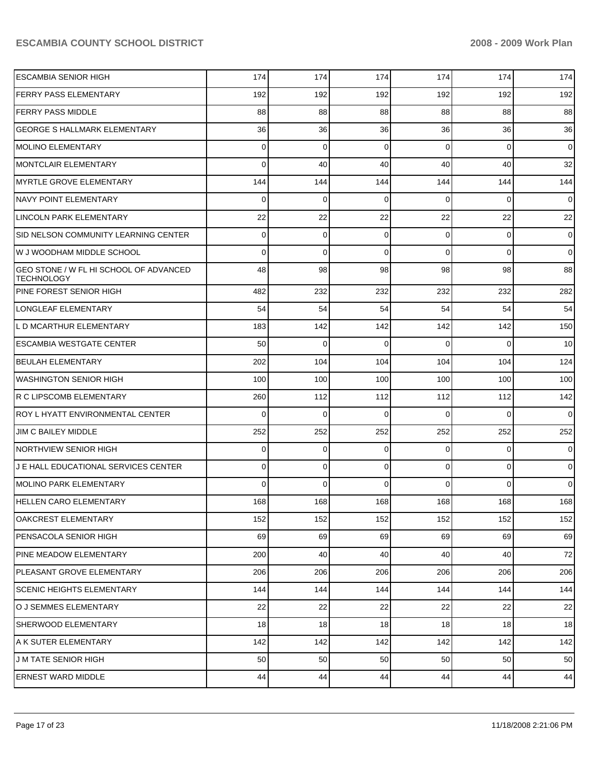| | | | | | | |
|---|---|---|---|---|---|---|
| ESCAMBIA SENIOR HIGH | 174 | 174 | 174 | 174 | 174 | 174 |
| FERRY PASS ELEMENTARY | 192 | 192 | 192 | 192 | 192 | 192 |
| FERRY PASS MIDDLE | 88 | 88 | 88 | 88 | 88 | 88 |
| GEORGE S HALLMARK ELEMENTARY | 36 | 36 | 36 | 36 | 36 | 36 |
| MOLINO ELEMENTARY | 0 | 0 | 0 | 0 | 0 | 0 |
| MONTCLAIR ELEMENTARY | 0 | 40 | 40 | 40 | 40 | 32 |
| MYRTLE GROVE ELEMENTARY | 144 | 144 | 144 | 144 | 144 | 144 |
| NAVY POINT ELEMENTARY | 0 | 0 | 0 | 0 | 0 | 0 |
| LINCOLN PARK ELEMENTARY | 22 | 22 | 22 | 22 | 22 | 22 |
| SID NELSON COMMUNITY LEARNING CENTER | 0 | 0 | 0 | 0 | 0 | 0 |
| W J WOODHAM MIDDLE SCHOOL | 0 | 0 | 0 | 0 | 0 | 0 |
| GEO STONE / W FL HI SCHOOL OF ADVANCED TECHNOLOGY | 48 | 98 | 98 | 98 | 98 | 88 |
| PINE FOREST SENIOR HIGH | 482 | 232 | 232 | 232 | 232 | 282 |
| LONGLEAF ELEMENTARY | 54 | 54 | 54 | 54 | 54 | 54 |
| L D MCARTHUR ELEMENTARY | 183 | 142 | 142 | 142 | 142 | 150 |
| ESCAMBIA WESTGATE CENTER | 50 | 0 | 0 | 0 | 0 | 10 |
| BEULAH ELEMENTARY | 202 | 104 | 104 | 104 | 104 | 124 |
| WASHINGTON SENIOR HIGH | 100 | 100 | 100 | 100 | 100 | 100 |
| R C LIPSCOMB ELEMENTARY | 260 | 112 | 112 | 112 | 112 | 142 |
| ROY L HYATT ENVIRONMENTAL CENTER | 0 | 0 | 0 | 0 | 0 | 0 |
| JIM C BAILEY MIDDLE | 252 | 252 | 252 | 252 | 252 | 252 |
| NORTHVIEW SENIOR HIGH | 0 | 0 | 0 | 0 | 0 | 0 |
| J E HALL EDUCATIONAL SERVICES CENTER | 0 | 0 | 0 | 0 | 0 | 0 |
| MOLINO PARK ELEMENTARY | 0 | 0 | 0 | 0 | 0 | 0 |
| HELLEN CARO ELEMENTARY | 168 | 168 | 168 | 168 | 168 | 168 |
| OAKCREST ELEMENTARY | 152 | 152 | 152 | 152 | 152 | 152 |
| PENSACOLA SENIOR HIGH | 69 | 69 | 69 | 69 | 69 | 69 |
| PINE MEADOW ELEMENTARY | 200 | 40 | 40 | 40 | 40 | 72 |
| PLEASANT GROVE ELEMENTARY | 206 | 206 | 206 | 206 | 206 | 206 |
| SCENIC HEIGHTS ELEMENTARY | 144 | 144 | 144 | 144 | 144 | 144 |
| O J SEMMES ELEMENTARY | 22 | 22 | 22 | 22 | 22 | 22 |
| SHERWOOD ELEMENTARY | 18 | 18 | 18 | 18 | 18 | 18 |
| A K SUTER ELEMENTARY | 142 | 142 | 142 | 142 | 142 | 142 |
| J M TATE SENIOR HIGH | 50 | 50 | 50 | 50 | 50 | 50 |
| ERNEST WARD MIDDLE | 44 | 44 | 44 | 44 | 44 | 44 |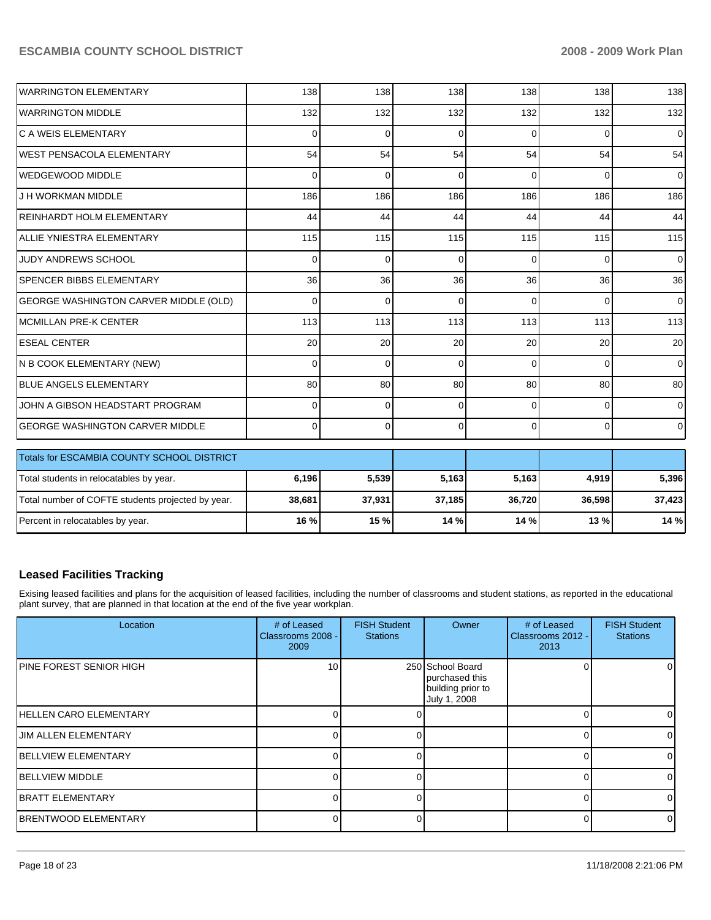| | | | | | | |
|---|---|---|---|---|---|---|
| WARRINGTON ELEMENTARY | 138 | 138 | 138 | 138 | 138 | 138 |
| WARRINGTON MIDDLE | 132 | 132 | 132 | 132 | 132 | 132 |
| C A WEIS ELEMENTARY | 0 | 0 | 0 | 0 | 0 | 0 |
| WEST PENSACOLA ELEMENTARY | 54 | 54 | 54 | 54 | 54 | 54 |
| WEDGEWOOD MIDDLE | 0 | 0 | 0 | 0 | 0 | 0 |
| J H WORKMAN MIDDLE | 186 | 186 | 186 | 186 | 186 | 186 |
| REINHARDT HOLM ELEMENTARY | 44 | 44 | 44 | 44 | 44 | 44 |
| ALLIE YNIESTRA ELEMENTARY | 115 | 115 | 115 | 115 | 115 | 115 |
| JUDY ANDREWS SCHOOL | 0 | 0 | 0 | 0 | 0 | 0 |
| SPENCER BIBBS ELEMENTARY | 36 | 36 | 36 | 36 | 36 | 36 |
| GEORGE WASHINGTON CARVER MIDDLE (OLD) | 0 | 0 | 0 | 0 | 0 | 0 |
| MCMILLAN PRE-K CENTER | 113 | 113 | 113 | 113 | 113 | 113 |
| ESEAL CENTER | 20 | 20 | 20 | 20 | 20 | 20 |
| N B COOK ELEMENTARY (NEW) | 0 | 0 | 0 | 0 | 0 | 0 |
| BLUE ANGELS ELEMENTARY | 80 | 80 | 80 | 80 | 80 | 80 |
| JOHN A GIBSON HEADSTART PROGRAM | 0 | 0 | 0 | 0 | 0 | 0 |
| GEORGE WASHINGTON CARVER MIDDLE | 0 | 0 | 0 | 0 | 0 | 0 |

| Totals for ESCAMBIA COUNTY SCHOOL DISTRICT | | | | | | |
|---|---|---|---|---|---|---|
| Total students in relocatables by year. | **6,196** | **5,539** | **5,163** | **5,163** | **4,919** | **5,396** |
| Total number of COFTE students projected by year. | **38,681** | **37,931** | **37,185** | **36,720** | **36,598** | **37,423** |
| Percent in relocatables by year. | **16 %** | **15 %** | **14 %** | **14 %** | **13 %** | **14 %** |

## Leased Facilities Tracking

Exising leased facilities and plans for the acquisition of leased facilities, including the number of classrooms and student stations, as reported in the educational plant survey, that are planned in that location at the end of the five year workplan.

| Location | # of Leased Classrooms 2008 - 2009 | FISH Student Stations | Owner | # of Leased Classrooms 2012 - 2013 | FISH Student Stations |
|---|---|---|---|---|---|
| PINE FOREST SENIOR HIGH | 10 | 250 | School Board purchased this building prior to July 1, 2008 | 0 | 0 |
| HELLEN CARO ELEMENTARY | 0 | 0 | | 0 | 0 |
| JIM ALLEN ELEMENTARY | 0 | 0 | | 0 | 0 |
| BELLVIEW ELEMENTARY | 0 | 0 | | 0 | 0 |
| BELLVIEW MIDDLE | 0 | 0 | | 0 | 0 |
| BRATT ELEMENTARY | 0 | 0 | | 0 | 0 |
| BRENTWOOD ELEMENTARY | 0 | 0 | | 0 | 0 |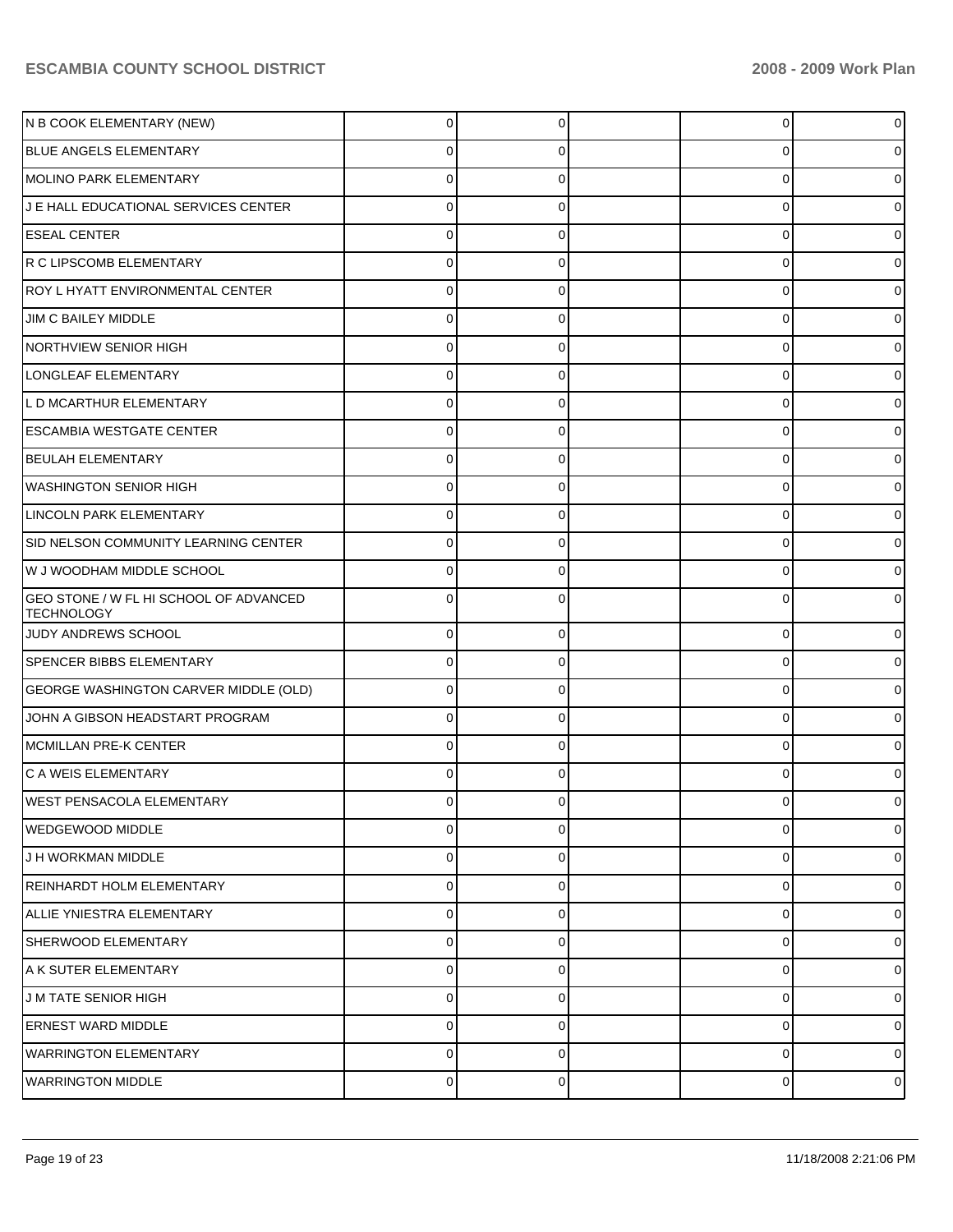| | | | | | |
|---|---|---|---|---|---|
| N B COOK ELEMENTARY (NEW) | 0 | 0 | | 0 | 0 |
| BLUE ANGELS ELEMENTARY | 0 | 0 | | 0 | 0 |
| MOLINO PARK ELEMENTARY | 0 | 0 | | 0 | 0 |
| J E HALL EDUCATIONAL SERVICES CENTER | 0 | 0 | | 0 | 0 |
| ESEAL CENTER | 0 | 0 | | 0 | 0 |
| R C LIPSCOMB ELEMENTARY | 0 | 0 | | 0 | 0 |
| ROY L HYATT ENVIRONMENTAL CENTER | 0 | 0 | | 0 | 0 |
| JIM C BAILEY MIDDLE | 0 | 0 | | 0 | 0 |
| NORTHVIEW SENIOR HIGH | 0 | 0 | | 0 | 0 |
| LONGLEAF ELEMENTARY | 0 | 0 | | 0 | 0 |
| L D MCARTHUR ELEMENTARY | 0 | 0 | | 0 | 0 |
| ESCAMBIA WESTGATE CENTER | 0 | 0 | | 0 | 0 |
| BEULAH ELEMENTARY | 0 | 0 | | 0 | 0 |
| WASHINGTON SENIOR HIGH | 0 | 0 | | 0 | 0 |
| LINCOLN PARK ELEMENTARY | 0 | 0 | | 0 | 0 |
| SID NELSON COMMUNITY LEARNING CENTER | 0 | 0 | | 0 | 0 |
| W J WOODHAM MIDDLE SCHOOL | 0 | 0 | | 0 | 0 |
| GEO STONE / W FL HI SCHOOL OF ADVANCED TECHNOLOGY | 0 | 0 | | 0 | 0 |
| JUDY ANDREWS SCHOOL | 0 | 0 | | 0 | 0 |
| SPENCER BIBBS ELEMENTARY | 0 | 0 | | 0 | 0 |
| GEORGE WASHINGTON CARVER MIDDLE (OLD) | 0 | 0 | | 0 | 0 |
| JOHN A GIBSON HEADSTART PROGRAM | 0 | 0 | | 0 | 0 |
| MCMILLAN PRE-K CENTER | 0 | 0 | | 0 | 0 |
| C A WEIS ELEMENTARY | 0 | 0 | | 0 | 0 |
| WEST PENSACOLA ELEMENTARY | 0 | 0 | | 0 | 0 |
| WEDGEWOOD MIDDLE | 0 | 0 | | 0 | 0 |
| J H WORKMAN MIDDLE | 0 | 0 | | 0 | 0 |
| REINHARDT HOLM ELEMENTARY | 0 | 0 | | 0 | 0 |
| ALLIE YNIESTRA ELEMENTARY | 0 | 0 | | 0 | 0 |
| SHERWOOD ELEMENTARY | 0 | 0 | | 0 | 0 |
| A K SUTER ELEMENTARY | 0 | 0 | | 0 | 0 |
| J M TATE SENIOR HIGH | 0 | 0 | | 0 | 0 |
| ERNEST WARD MIDDLE | 0 | 0 | | 0 | 0 |
| WARRINGTON ELEMENTARY | 0 | 0 | | 0 | 0 |
| WARRINGTON MIDDLE | 0 | 0 | | 0 | 0 |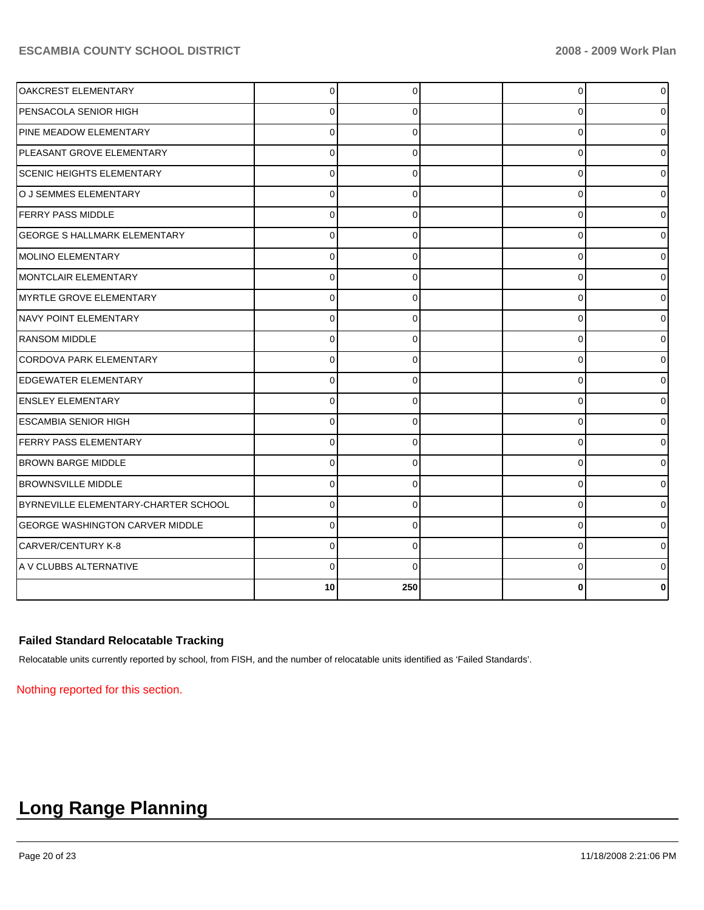| | | | | | |
|---|---|---|---|---|---|
| OAKCREST ELEMENTARY | 0 | 0 | | 0 | 0 |
| PENSACOLA SENIOR HIGH | 0 | 0 | | 0 | 0 |
| PINE MEADOW ELEMENTARY | 0 | 0 | | 0 | 0 |
| PLEASANT GROVE ELEMENTARY | 0 | 0 | | 0 | 0 |
| SCENIC HEIGHTS ELEMENTARY | 0 | 0 | | 0 | 0 |
| O J SEMMES ELEMENTARY | 0 | 0 | | 0 | 0 |
| FERRY PASS MIDDLE | 0 | 0 | | 0 | 0 |
| GEORGE S HALLMARK ELEMENTARY | 0 | 0 | | 0 | 0 |
| MOLINO ELEMENTARY | 0 | 0 | | 0 | 0 |
| MONTCLAIR ELEMENTARY | 0 | 0 | | 0 | 0 |
| MYRTLE GROVE ELEMENTARY | 0 | 0 | | 0 | 0 |
| NAVY POINT ELEMENTARY | 0 | 0 | | 0 | 0 |
| RANSOM MIDDLE | 0 | 0 | | 0 | 0 |
| CORDOVA PARK ELEMENTARY | 0 | 0 | | 0 | 0 |
| EDGEWATER ELEMENTARY | 0 | 0 | | 0 | 0 |
| ENSLEY ELEMENTARY | 0 | 0 | | 0 | 0 |
| ESCAMBIA SENIOR HIGH | 0 | 0 | | 0 | 0 |
| FERRY PASS ELEMENTARY | 0 | 0 | | 0 | 0 |
| BROWN BARGE MIDDLE | 0 | 0 | | 0 | 0 |
| BROWNSVILLE MIDDLE | 0 | 0 | | 0 | 0 |
| BYRNEVILLE ELEMENTARY-CHARTER SCHOOL | 0 | 0 | | 0 | 0 |
| GEORGE WASHINGTON CARVER MIDDLE | 0 | 0 | | 0 | 0 |
| CARVER/CENTURY K-8 | 0 | 0 | | 0 | 0 |
| A V CLUBBS ALTERNATIVE | 0 | 0 | | 0 | 0 |
| | **10** | **250** | | **0** | **0** |

### Failed Standard Relocatable Tracking

Relocatable units currently reported by school, from FISH, and the number of relocatable units identified as 'Failed Standards'.

Nothing reported for this section.

# Long Range Planning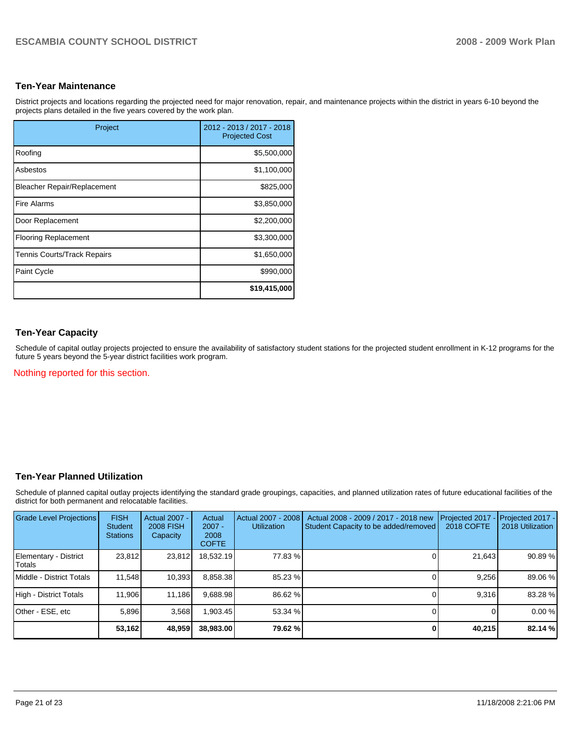## Ten-Year Maintenance

District projects and locations regarding the projected need for major renovation, repair, and maintenance projects within the district in years 6-10 beyond the projects plans detailed in the five years covered by the work plan.

| Project | 2012 - 2013 / 2017 - 2018 Projected Cost |
|---|---|
| Roofing | $5,500,000 |
| Asbestos | $1,100,000 |
| Bleacher Repair/Replacement | $825,000 |
| Fire Alarms | $3,850,000 |
| Door Replacement | $2,200,000 |
| Flooring Replacement | $3,300,000 |
| Tennis Courts/Track Repairs | $1,650,000 |
| Paint Cycle | $990,000 |
| | **$19,415,000** |

## Ten-Year Capacity

Schedule of capital outlay projects projected to ensure the availability of satisfactory student stations for the projected student enrollment in K-12 programs for the future 5 years beyond the 5-year district facilities work program.

Nothing reported for this section.

## Ten-Year Planned Utilization

Schedule of planned capital outlay projects identifying the standard grade groupings, capacities, and planned utilization rates of future educational facilities of the district for both permanent and relocatable facilities.

| Grade Level Projections | FISH Student Stations | Actual 2007 - 2008 FISH Capacity | Actual 2007 - 2008 COFTE | Actual 2007 - 2008 Utilization | Actual 2008 - 2009 / 2017 - 2018 new Student Capacity to be added/removed | Projected 2017 - 2018 COFTE | Projected 2017 - 2018 Utilization |
|---|---|---|---|---|---|---|---|
| Elementary - District Totals | 23,812 | 23,812 | 18,532.19 | 77.83 % | 0 | 21,643 | 90.89 % |
| Middle - District Totals | 11,548 | 10,393 | 8,858.38 | 85.23 % | 0 | 9,256 | 89.06 % |
| High - District Totals | 11,906 | 11,186 | 9,688.98 | 86.62 % | 0 | 9,316 | 83.28 % |
| Other - ESE, etc | 5,896 | 3,568 | 1,903.45 | 53.34 % | 0 | 0 | 0.00 % |
| | **53,162** | **48,959** | **38,983.00** | **79.62 %** | **0** | **40,215** | **82.14 %** |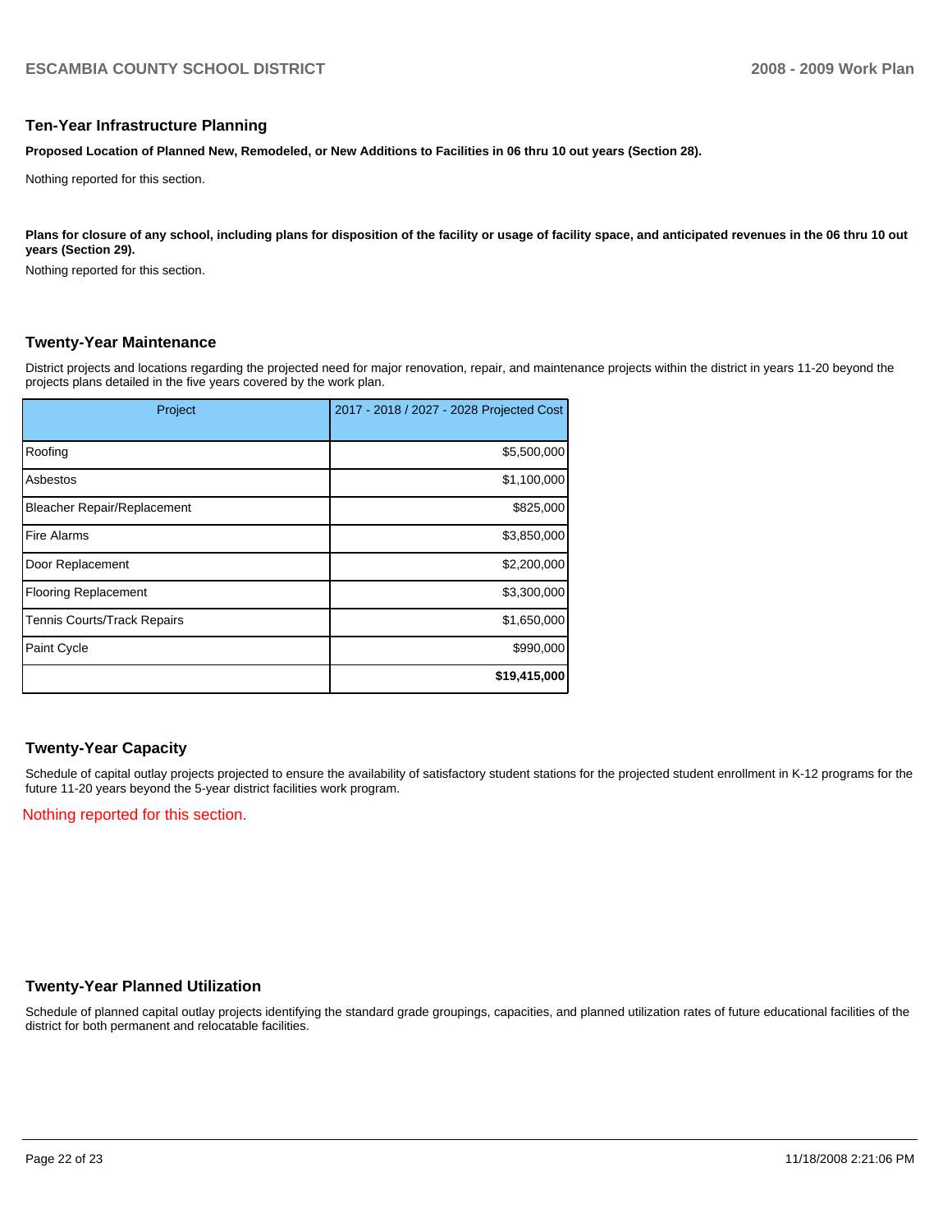## Ten-Year Infrastructure Planning

**Proposed Location of Planned New, Remodeled, or New Additions to Facilities in 06 thru 10 out years (Section 28).**

Nothing reported for this section.

**Plans for closure of any school, including plans for disposition of the facility or usage of facility space, and anticipated revenues in the 06 thru 10 out years (Section 29).**

Nothing reported for this section.

## Twenty-Year Maintenance

District projects and locations regarding the projected need for major renovation, repair, and maintenance projects within the district in years 11-20 beyond the projects plans detailed in the five years covered by the work plan.

| Project | 2017 - 2018 / 2027 - 2028 Projected Cost |
|---|---|
| Roofing | $5,500,000 |
| Asbestos | $1,100,000 |
| Bleacher Repair/Replacement | $825,000 |
| Fire Alarms | $3,850,000 |
| Door Replacement | $2,200,000 |
| Flooring Replacement | $3,300,000 |
| Tennis Courts/Track Repairs | $1,650,000 |
| Paint Cycle | $990,000 |
| | **$19,415,000** |

## Twenty-Year Capacity

Schedule of capital outlay projects projected to ensure the availability of satisfactory student stations for the projected student enrollment in K-12 programs for the future 11-20 years beyond the 5-year district facilities work program.

Nothing reported for this section.

## Twenty-Year Planned Utilization

Schedule of planned capital outlay projects identifying the standard grade groupings, capacities, and planned utilization rates of future educational facilities of the district for both permanent and relocatable facilities.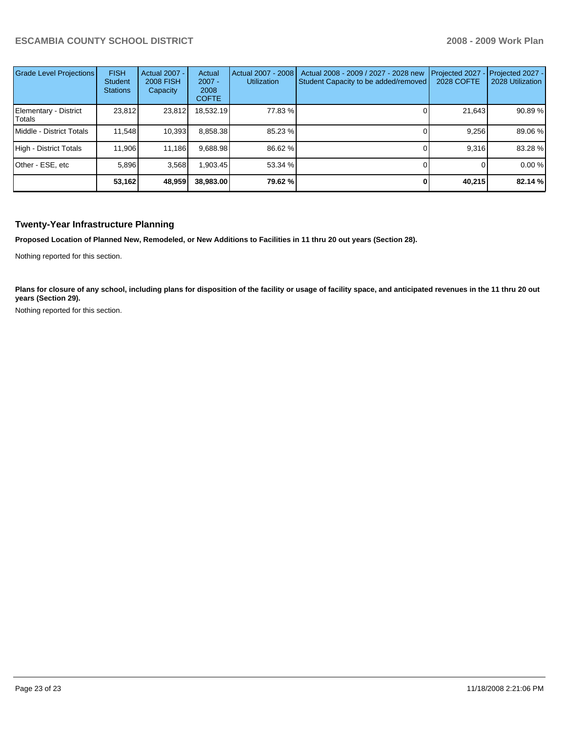| Grade Level Projections | FISH Student Stations | Actual 2007 - 2008 FISH Capacity | Actual 2007 - 2008 COFTE | Actual 2007 - 2008 Utilization | Actual 2008 - 2009 / 2027 - 2028 new Student Capacity to be added/removed | Projected 2027 - 2028 COFTE | Projected 2027 - 2028 Utilization |
|---|---|---|---|---|---|---|---|
| Elementary - District Totals | 23,812 | 23,812 | 18,532.19 | 77.83 % | 0 | 21,643 | 90.89 % |
| Middle - District Totals | 11,548 | 10,393 | 8,858.38 | 85.23 % | 0 | 9,256 | 89.06 % |
| High - District Totals | 11,906 | 11,186 | 9,688.98 | 86.62 % | 0 | 9,316 | 83.28 % |
| Other - ESE, etc | 5,896 | 3,568 | 1,903.45 | 53.34 % | 0 | 0 | 0.00 % |
| | **53,162** | **48,959** | **38,983.00** | **79.62 %** | **0** | **40,215** | **82.14 %** |

## Twenty-Year Infrastructure Planning

**Proposed Location of Planned New, Remodeled, or New Additions to Facilities in 11 thru 20 out years (Section 28).**

Nothing reported for this section.

**Plans for closure of any school, including plans for disposition of the facility or usage of facility space, and anticipated revenues in the 11 thru 20 out years (Section 29).**

Nothing reported for this section.